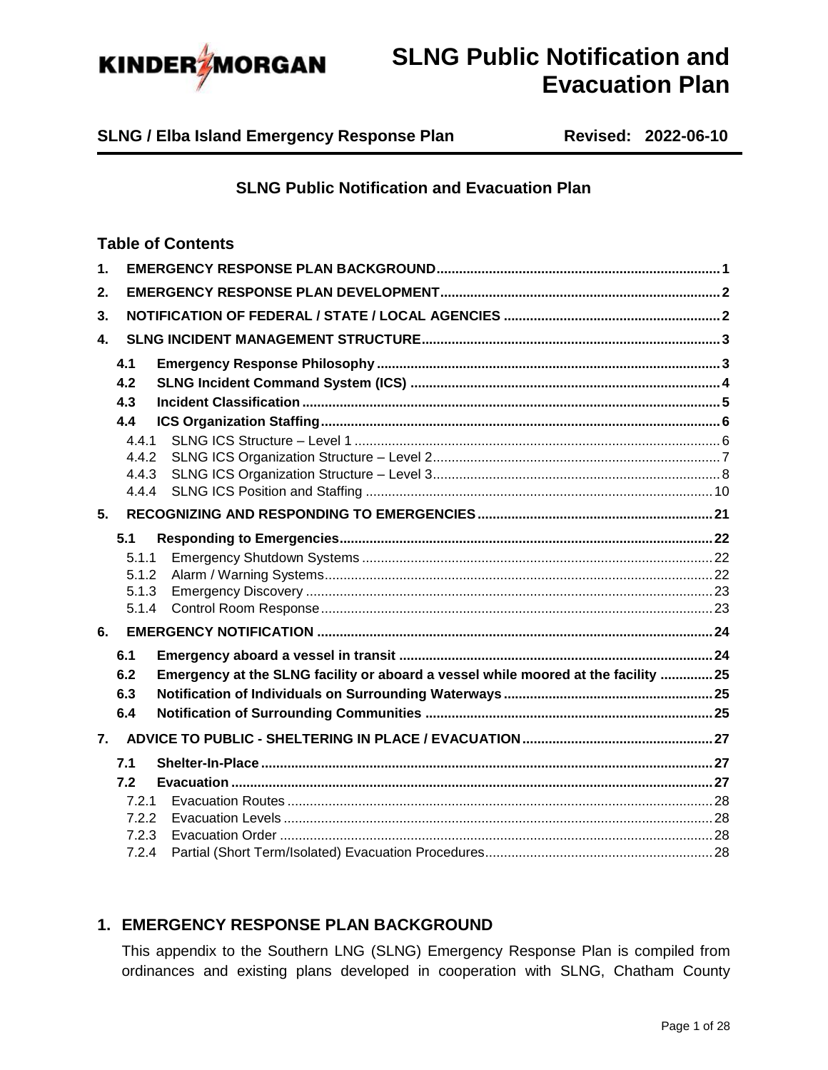# SLNG Public Notification and Evacuation Plan

**SLNG / Elba Island Emergency Response Plan** **Revised: 2022-06-10**

## SLNG Public Notification and Evacuation Plan

### Table of Contents

**1. EMERGENCY RESPONSE PLAN BACKGROUND** ..... 1

**2. EMERGENCY RESPONSE PLAN DEVELOPMENT** ..... 2

**3. NOTIFICATION OF FEDERAL / STATE / LOCAL AGENCIES** ..... 2

**4. SLNG INCIDENT MANAGEMENT STRUCTURE** ..... 3

- **4.1 Emergency Response Philosophy** ..... 3
- **4.2 SLNG Incident Command System (ICS)** ..... 4
- **4.3 Incident Classification** ..... 5
- **4.4 ICS Organization Staffing** ..... 6
  - 4.4.1 SLNG ICS Structure – Level 1 ..... 6
  - 4.4.2 SLNG ICS Organization Structure – Level 2 ..... 7
  - 4.4.3 SLNG ICS Organization Structure – Level 3 ..... 8
  - 4.4.4 SLNG ICS Position and Staffing ..... 10

**5. RECOGNIZING AND RESPONDING TO EMERGENCIES** ..... 21

- **5.1 Responding to Emergencies** ..... 22
  - 5.1.1 Emergency Shutdown Systems ..... 22
  - 5.1.2 Alarm / Warning Systems ..... 22
  - 5.1.3 Emergency Discovery ..... 23
  - 5.1.4 Control Room Response ..... 23

**6. EMERGENCY NOTIFICATION** ..... 24

- **6.1 Emergency aboard a vessel in transit** ..... 24
- **6.2 Emergency at the SLNG facility or aboard a vessel while moored at the facility** ..... 25
- **6.3 Notification of Individuals on Surrounding Waterways** ..... 25
- **6.4 Notification of Surrounding Communities** ..... 25

**7. ADVICE TO PUBLIC - SHELTERING IN PLACE / EVACUATION** ..... 27

- **7.1 Shelter-In-Place** ..... 27
- **7.2 Evacuation** ..... 27
  - 7.2.1 Evacuation Routes ..... 28
  - 7.2.2 Evacuation Levels ..... 28
  - 7.2.3 Evacuation Order ..... 28
  - 7.2.4 Partial (Short Term/Isolated) Evacuation Procedures ..... 28

## 1. EMERGENCY RESPONSE PLAN BACKGROUND

This appendix to the Southern LNG (SLNG) Emergency Response Plan is compiled from ordinances and existing plans developed in cooperation with SLNG, Chatham County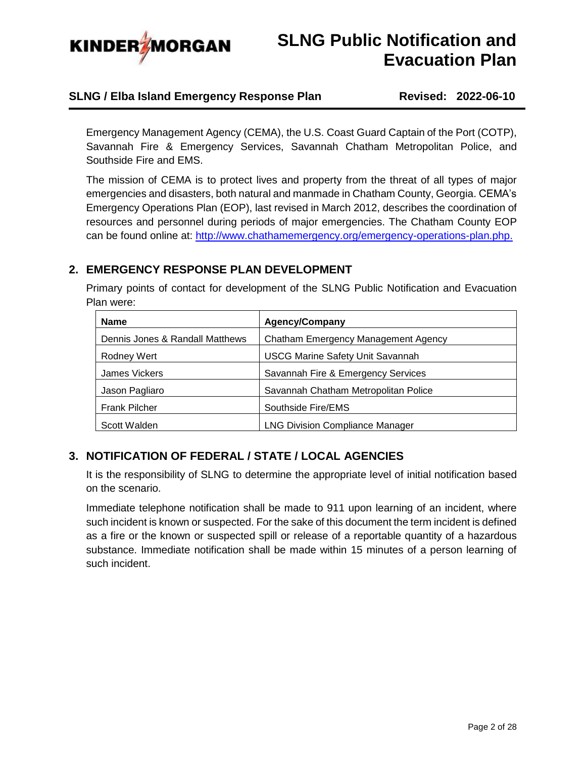Emergency Management Agency (CEMA), the U.S. Coast Guard Captain of the Port (COTP), Savannah Fire & Emergency Services, Savannah Chatham Metropolitan Police, and Southside Fire and EMS.

The mission of CEMA is to protect lives and property from the threat of all types of major emergencies and disasters, both natural and manmade in Chatham County, Georgia. CEMA's Emergency Operations Plan (EOP), last revised in March 2012, describes the coordination of resources and personnel during periods of major emergencies. The Chatham County EOP can be found online at: http://www.chathamemergency.org/emergency-operations-plan.php.

## 2. EMERGENCY RESPONSE PLAN DEVELOPMENT

Primary points of contact for development of the SLNG Public Notification and Evacuation Plan were:

| Name | Agency/Company |
|---|---|
| Dennis Jones & Randall Matthews | Chatham Emergency Management Agency |
| Rodney Wert | USCG Marine Safety Unit Savannah |
| James Vickers | Savannah Fire & Emergency Services |
| Jason Pagliaro | Savannah Chatham Metropolitan Police |
| Frank Pilcher | Southside Fire/EMS |
| Scott Walden | LNG Division Compliance Manager |

## 3. NOTIFICATION OF FEDERAL / STATE / LOCAL AGENCIES

It is the responsibility of SLNG to determine the appropriate level of initial notification based on the scenario.

Immediate telephone notification shall be made to 911 upon learning of an incident, where such incident is known or suspected. For the sake of this document the term incident is defined as a fire or the known or suspected spill or release of a reportable quantity of a hazardous substance. Immediate notification shall be made within 15 minutes of a person learning of such incident.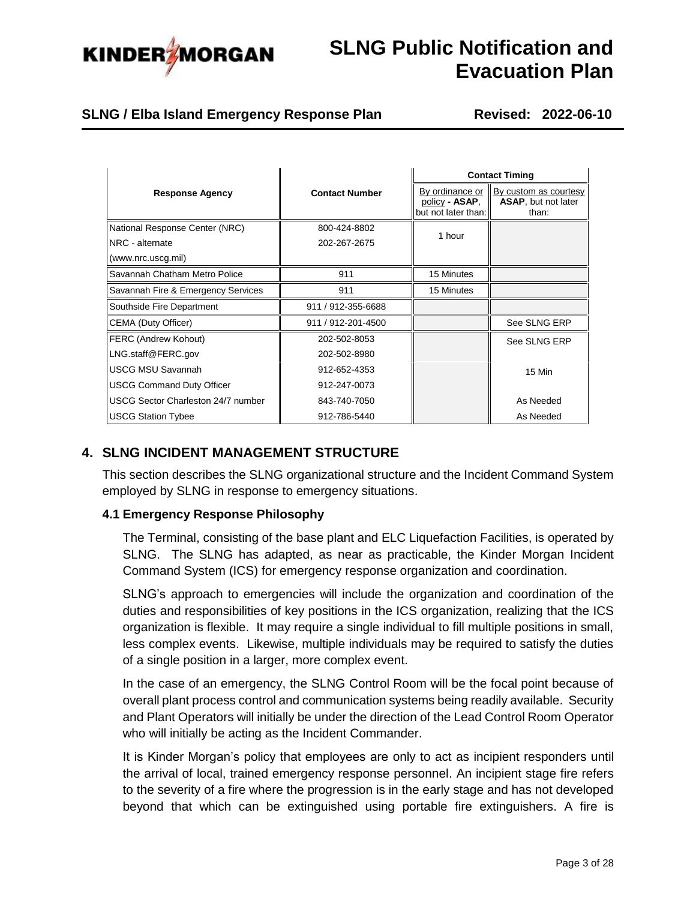| Response Agency | Contact Number | Contact Timing | |
|---|---|---|---|
| | | By ordinance or policy - **ASAP**, but not later than: | By custom as courtesy **ASAP**, but not later than: |
| National Response Center (NRC) | 800-424-8802 | 1 hour | |
| NRC - alternate | 202-267-2675 | | |
| (www.nrc.uscg.mil) | | | |
| Savannah Chatham Metro Police | 911 | 15 Minutes | |
| Savannah Fire & Emergency Services | 911 | 15 Minutes | |
| Southside Fire Department | 911 / 912-355-6688 | | |
| CEMA (Duty Officer) | 911 / 912-201-4500 | | See SLNG ERP |
| FERC (Andrew Kohout) | 202-502-8053 | | See SLNG ERP |
| LNG.staff@FERC.gov | 202-502-8980 | | |
| USCG MSU Savannah | 912-652-4353 | | 15 Min |
| USCG Command Duty Officer | 912-247-0073 | | |
| USCG Sector Charleston 24/7 number | 843-740-7050 | | As Needed |
| USCG Station Tybee | 912-786-5440 | | As Needed |

## 4. SLNG INCIDENT MANAGEMENT STRUCTURE

This section describes the SLNG organizational structure and the Incident Command System employed by SLNG in response to emergency situations.

### 4.1 Emergency Response Philosophy

The Terminal, consisting of the base plant and ELC Liquefaction Facilities, is operated by SLNG. The SLNG has adapted, as near as practicable, the Kinder Morgan Incident Command System (ICS) for emergency response organization and coordination.

SLNG's approach to emergencies will include the organization and coordination of the duties and responsibilities of key positions in the ICS organization, realizing that the ICS organization is flexible. It may require a single individual to fill multiple positions in small, less complex events. Likewise, multiple individuals may be required to satisfy the duties of a single position in a larger, more complex event.

In the case of an emergency, the SLNG Control Room will be the focal point because of overall plant process control and communication systems being readily available. Security and Plant Operators will initially be under the direction of the Lead Control Room Operator who will initially be acting as the Incident Commander.

It is Kinder Morgan's policy that employees are only to act as incipient responders until the arrival of local, trained emergency response personnel. An incipient stage fire refers to the severity of a fire where the progression is in the early stage and has not developed beyond that which can be extinguished using portable fire extinguishers. A fire is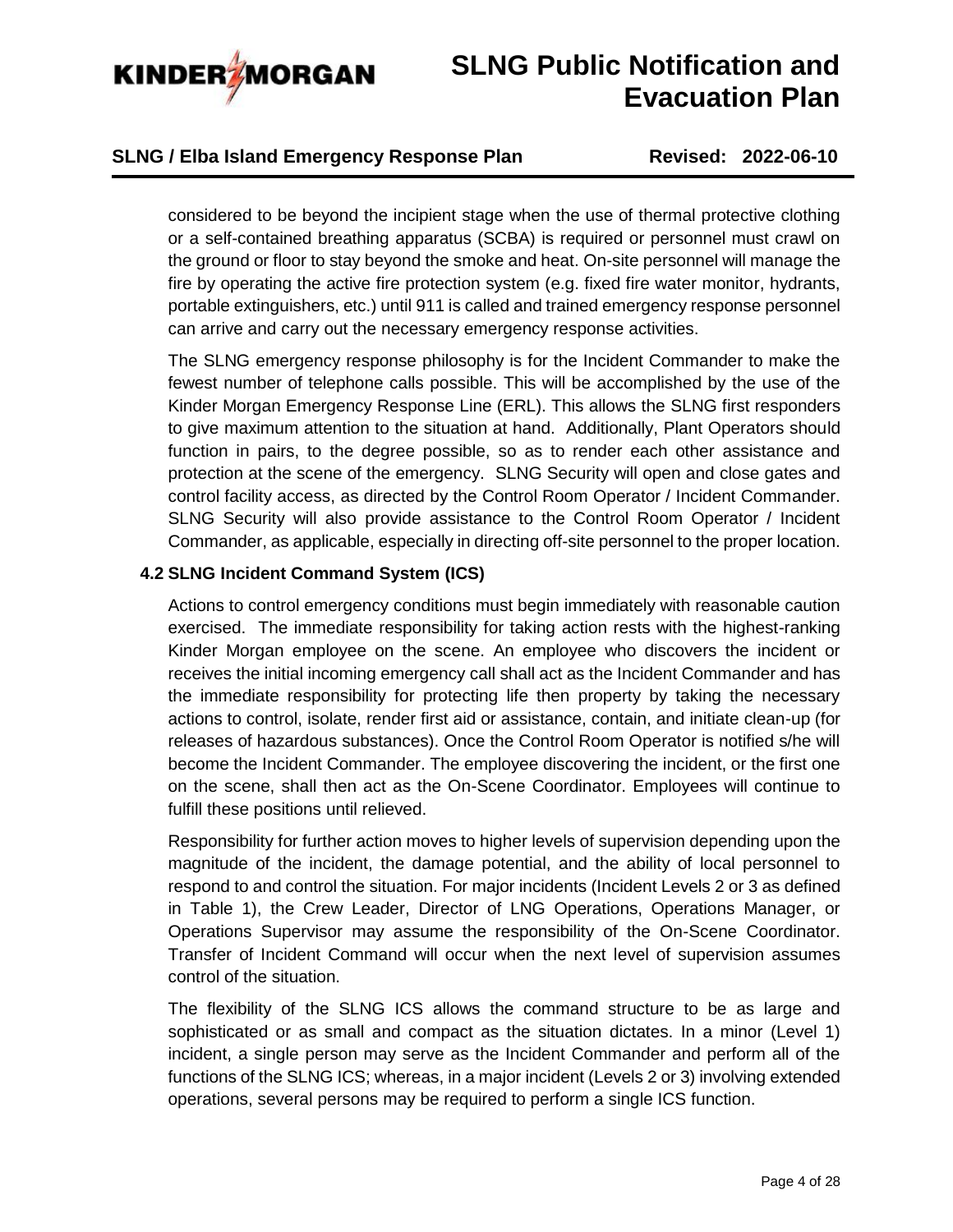considered to be beyond the incipient stage when the use of thermal protective clothing or a self-contained breathing apparatus (SCBA) is required or personnel must crawl on the ground or floor to stay beyond the smoke and heat. On-site personnel will manage the fire by operating the active fire protection system (e.g. fixed fire water monitor, hydrants, portable extinguishers, etc.) until 911 is called and trained emergency response personnel can arrive and carry out the necessary emergency response activities.

The SLNG emergency response philosophy is for the Incident Commander to make the fewest number of telephone calls possible. This will be accomplished by the use of the Kinder Morgan Emergency Response Line (ERL). This allows the SLNG first responders to give maximum attention to the situation at hand. Additionally, Plant Operators should function in pairs, to the degree possible, so as to render each other assistance and protection at the scene of the emergency. SLNG Security will open and close gates and control facility access, as directed by the Control Room Operator / Incident Commander. SLNG Security will also provide assistance to the Control Room Operator / Incident Commander, as applicable, especially in directing off-site personnel to the proper location.

## 4.2 SLNG Incident Command System (ICS)

Actions to control emergency conditions must begin immediately with reasonable caution exercised. The immediate responsibility for taking action rests with the highest-ranking Kinder Morgan employee on the scene. An employee who discovers the incident or receives the initial incoming emergency call shall act as the Incident Commander and has the immediate responsibility for protecting life then property by taking the necessary actions to control, isolate, render first aid or assistance, contain, and initiate clean-up (for releases of hazardous substances). Once the Control Room Operator is notified s/he will become the Incident Commander. The employee discovering the incident, or the first one on the scene, shall then act as the On-Scene Coordinator. Employees will continue to fulfill these positions until relieved.

Responsibility for further action moves to higher levels of supervision depending upon the magnitude of the incident, the damage potential, and the ability of local personnel to respond to and control the situation. For major incidents (Incident Levels 2 or 3 as defined in Table 1), the Crew Leader, Director of LNG Operations, Operations Manager, or Operations Supervisor may assume the responsibility of the On-Scene Coordinator. Transfer of Incident Command will occur when the next level of supervision assumes control of the situation.

The flexibility of the SLNG ICS allows the command structure to be as large and sophisticated or as small and compact as the situation dictates. In a minor (Level 1) incident, a single person may serve as the Incident Commander and perform all of the functions of the SLNG ICS; whereas, in a major incident (Levels 2 or 3) involving extended operations, several persons may be required to perform a single ICS function.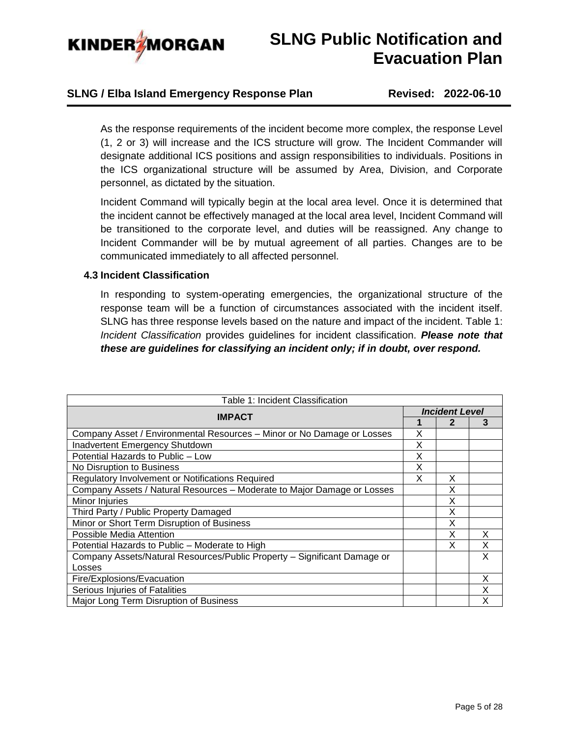As the response requirements of the incident become more complex, the response Level (1, 2 or 3) will increase and the ICS structure will grow. The Incident Commander will designate additional ICS positions and assign responsibilities to individuals. Positions in the ICS organizational structure will be assumed by Area, Division, and Corporate personnel, as dictated by the situation.

Incident Command will typically begin at the local area level. Once it is determined that the incident cannot be effectively managed at the local area level, Incident Command will be transitioned to the corporate level, and duties will be reassigned. Any change to Incident Commander will be by mutual agreement of all parties. Changes are to be communicated immediately to all affected personnel.

### 4.3 Incident Classification

In responding to system-operating emergencies, the organizational structure of the response team will be a function of circumstances associated with the incident itself. SLNG has three response levels based on the nature and impact of the incident. Table 1: *Incident Classification* provides guidelines for incident classification. ***Please note that these are guidelines for classifying an incident only; if in doubt, over respond.***

Table 1: Incident Classification

| IMPACT | *Incident Level* | | |
|---|---|---|---|
| | **1** | **2** | **3** |
| Company Asset / Environmental Resources – Minor or No Damage or Losses | X | | |
| Inadvertent Emergency Shutdown | X | | |
| Potential Hazards to Public – Low | X | | |
| No Disruption to Business | X | | |
| Regulatory Involvement or Notifications Required | X | X | |
| Company Assets / Natural Resources – Moderate to Major Damage or Losses | | X | |
| Minor Injuries | | X | |
| Third Party / Public Property Damaged | | X | |
| Minor or Short Term Disruption of Business | | X | |
| Possible Media Attention | | X | X |
| Potential Hazards to Public – Moderate to High | | X | X |
| Company Assets/Natural Resources/Public Property – Significant Damage or Losses | | | X |
| Fire/Explosions/Evacuation | | | X |
| Serious Injuries of Fatalities | | | X |
| Major Long Term Disruption of Business | | | X |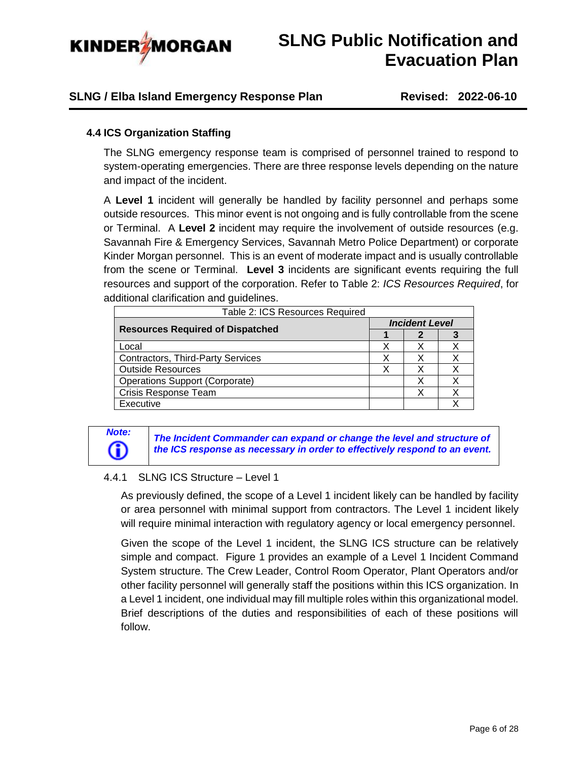## 4.4 ICS Organization Staffing

The SLNG emergency response team is comprised of personnel trained to respond to system-operating emergencies. There are three response levels depending on the nature and impact of the incident.

A **Level 1** incident will generally be handled by facility personnel and perhaps some outside resources. This minor event is not ongoing and is fully controllable from the scene or Terminal. A **Level 2** incident may require the involvement of outside resources (e.g. Savannah Fire & Emergency Services, Savannah Metro Police Department) or corporate Kinder Morgan personnel. This is an event of moderate impact and is usually controllable from the scene or Terminal. **Level 3** incidents are significant events requiring the full resources and support of the corporation. Refer to Table 2: *ICS Resources Required*, for additional clarification and guidelines.

Table 2: ICS Resources Required

| **Resources Required of Dispatched** | ***Incident Level*** | | |
|---|---|---|---|
| | **1** | **2** | **3** |
| Local | X | X | X |
| Contractors, Third-Party Services | X | X | X |
| Outside Resources | X | X | X |
| Operations Support (Corporate) | | X | X |
| Crisis Response Team | | X | X |
| Executive | | | X |

***Note:*** ***The Incident Commander can expand or change the level and structure of the ICS response as necessary in order to effectively respond to an event.***

### 4.4.1 SLNG ICS Structure – Level 1

As previously defined, the scope of a Level 1 incident likely can be handled by facility or area personnel with minimal support from contractors. The Level 1 incident likely will require minimal interaction with regulatory agency or local emergency personnel.

Given the scope of the Level 1 incident, the SLNG ICS structure can be relatively simple and compact. Figure 1 provides an example of a Level 1 Incident Command System structure. The Crew Leader, Control Room Operator, Plant Operators and/or other facility personnel will generally staff the positions within this ICS organization. In a Level 1 incident, one individual may fill multiple roles within this organizational model. Brief descriptions of the duties and responsibilities of each of these positions will follow.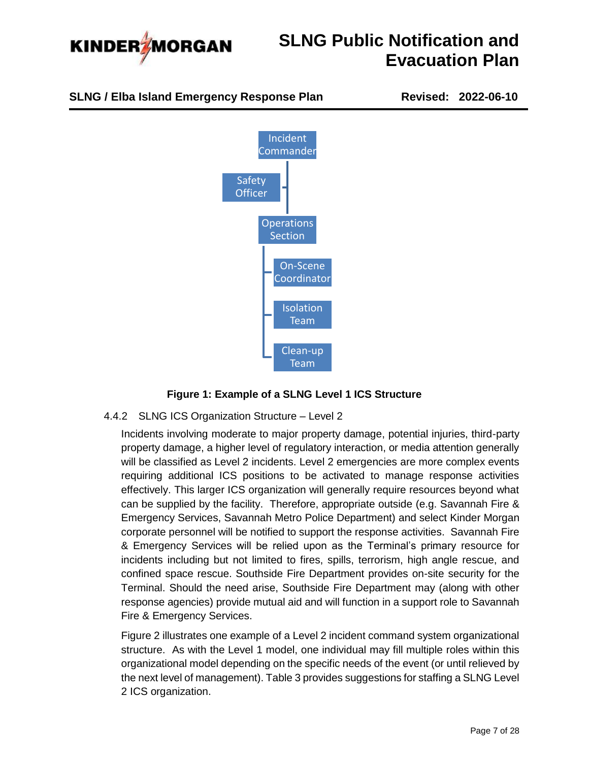Incident Commander

Safety Officer

Operations Section

On-Scene Coordinator

Isolation Team

Clean-up Team

**Figure 1: Example of a SLNG Level 1 ICS Structure**

### 4.4.2 SLNG ICS Organization Structure – Level 2

Incidents involving moderate to major property damage, potential injuries, third-party property damage, a higher level of regulatory interaction, or media attention generally will be classified as Level 2 incidents. Level 2 emergencies are more complex events requiring additional ICS positions to be activated to manage response activities effectively. This larger ICS organization will generally require resources beyond what can be supplied by the facility. Therefore, appropriate outside (e.g. Savannah Fire & Emergency Services, Savannah Metro Police Department) and select Kinder Morgan corporate personnel will be notified to support the response activities. Savannah Fire & Emergency Services will be relied upon as the Terminal's primary resource for incidents including but not limited to fires, spills, terrorism, high angle rescue, and confined space rescue. Southside Fire Department provides on-site security for the Terminal. Should the need arise, Southside Fire Department may (along with other response agencies) provide mutual aid and will function in a support role to Savannah Fire & Emergency Services.

Figure 2 illustrates one example of a Level 2 incident command system organizational structure. As with the Level 1 model, one individual may fill multiple roles within this organizational model depending on the specific needs of the event (or until relieved by the next level of management). Table 3 provides suggestions for staffing a SLNG Level 2 ICS organization.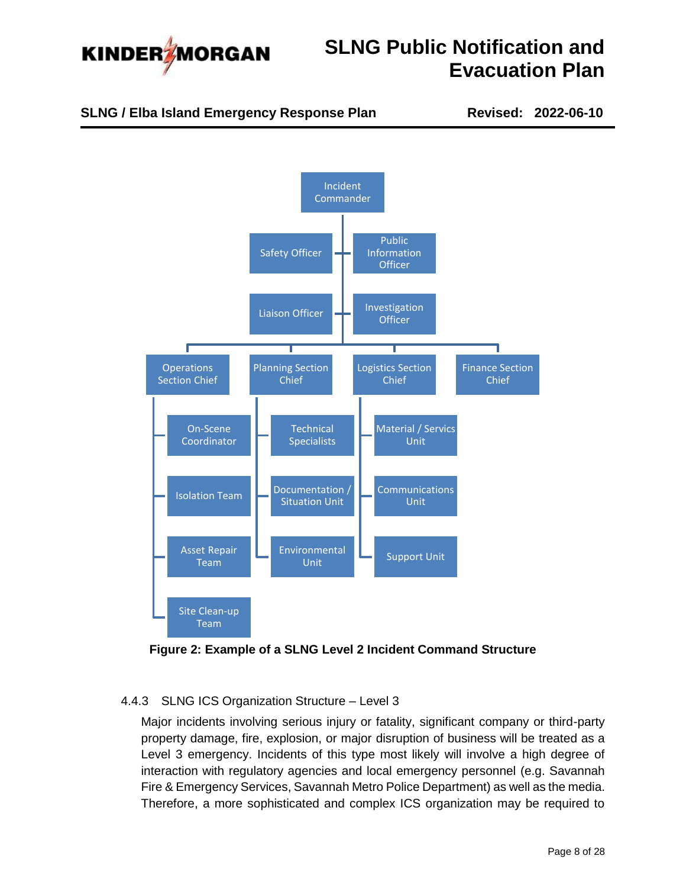Incident Commander

- Safety Officer
- Public Information Officer
- Liaison Officer
- Investigation Officer

- Operations Section Chief
  - On-Scene Coordinator
  - Isolation Team
  - Asset Repair Team
  - Site Clean-up Team
- Planning Section Chief
  - Technical Specialists
  - Documentation / Situation Unit
  - Environmental Unit
- Logistics Section Chief
  - Material / Servics Unit
  - Communications Unit
  - Support Unit
- Finance Section Chief

**Figure 2: Example of a SLNG Level 2 Incident Command Structure**

### 4.4.3 SLNG ICS Organization Structure – Level 3

Major incidents involving serious injury or fatality, significant company or third-party property damage, fire, explosion, or major disruption of business will be treated as a Level 3 emergency. Incidents of this type most likely will involve a high degree of interaction with regulatory agencies and local emergency personnel (e.g. Savannah Fire & Emergency Services, Savannah Metro Police Department) as well as the media. Therefore, a more sophisticated and complex ICS organization may be required to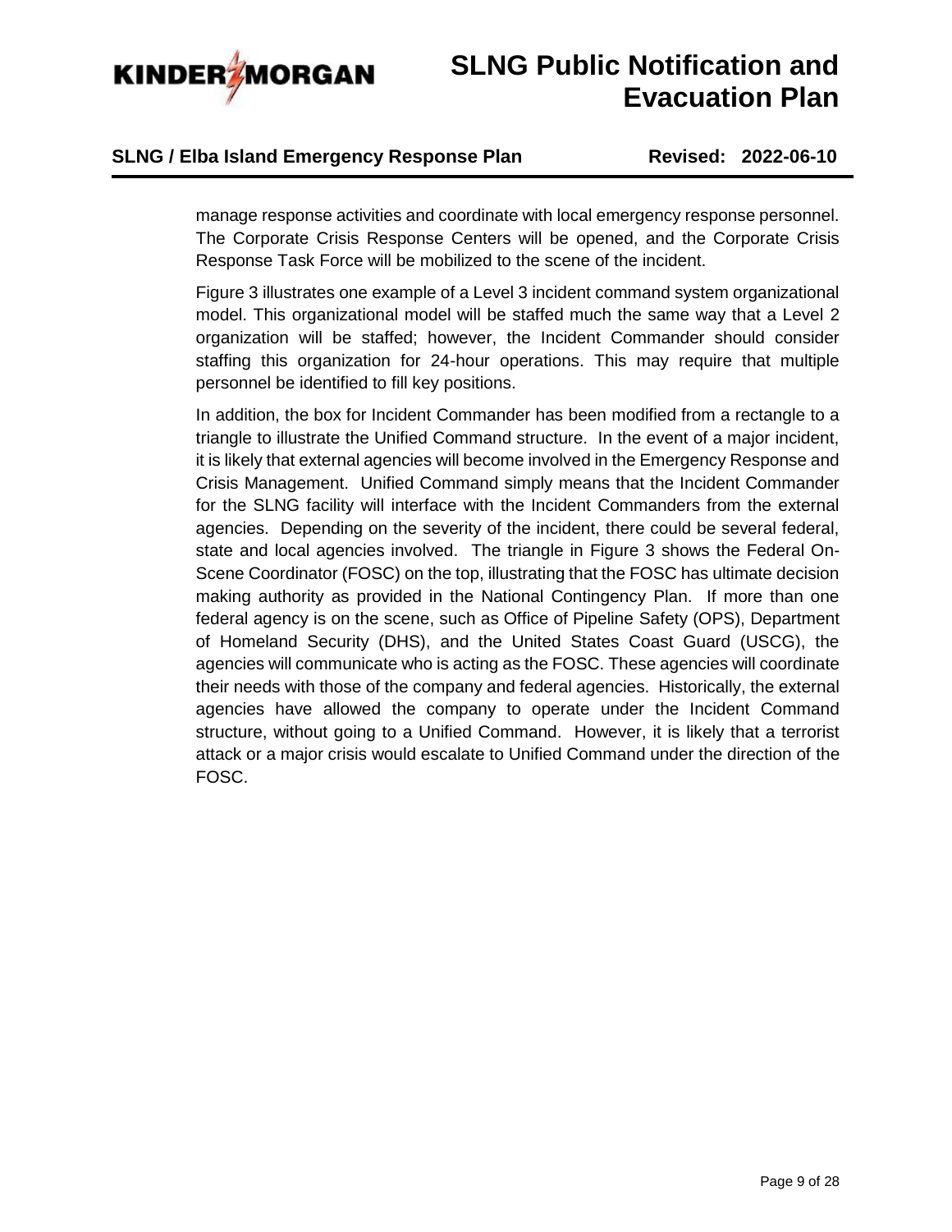manage response activities and coordinate with local emergency response personnel. The Corporate Crisis Response Centers will be opened, and the Corporate Crisis Response Task Force will be mobilized to the scene of the incident.

Figure 3 illustrates one example of a Level 3 incident command system organizational model. This organizational model will be staffed much the same way that a Level 2 organization will be staffed; however, the Incident Commander should consider staffing this organization for 24-hour operations. This may require that multiple personnel be identified to fill key positions.

In addition, the box for Incident Commander has been modified from a rectangle to a triangle to illustrate the Unified Command structure. In the event of a major incident, it is likely that external agencies will become involved in the Emergency Response and Crisis Management. Unified Command simply means that the Incident Commander for the SLNG facility will interface with the Incident Commanders from the external agencies. Depending on the severity of the incident, there could be several federal, state and local agencies involved. The triangle in Figure 3 shows the Federal On-Scene Coordinator (FOSC) on the top, illustrating that the FOSC has ultimate decision making authority as provided in the National Contingency Plan. If more than one federal agency is on the scene, such as Office of Pipeline Safety (OPS), Department of Homeland Security (DHS), and the United States Coast Guard (USCG), the agencies will communicate who is acting as the FOSC. These agencies will coordinate their needs with those of the company and federal agencies. Historically, the external agencies have allowed the company to operate under the Incident Command structure, without going to a Unified Command. However, it is likely that a terrorist attack or a major crisis would escalate to Unified Command under the direction of the FOSC.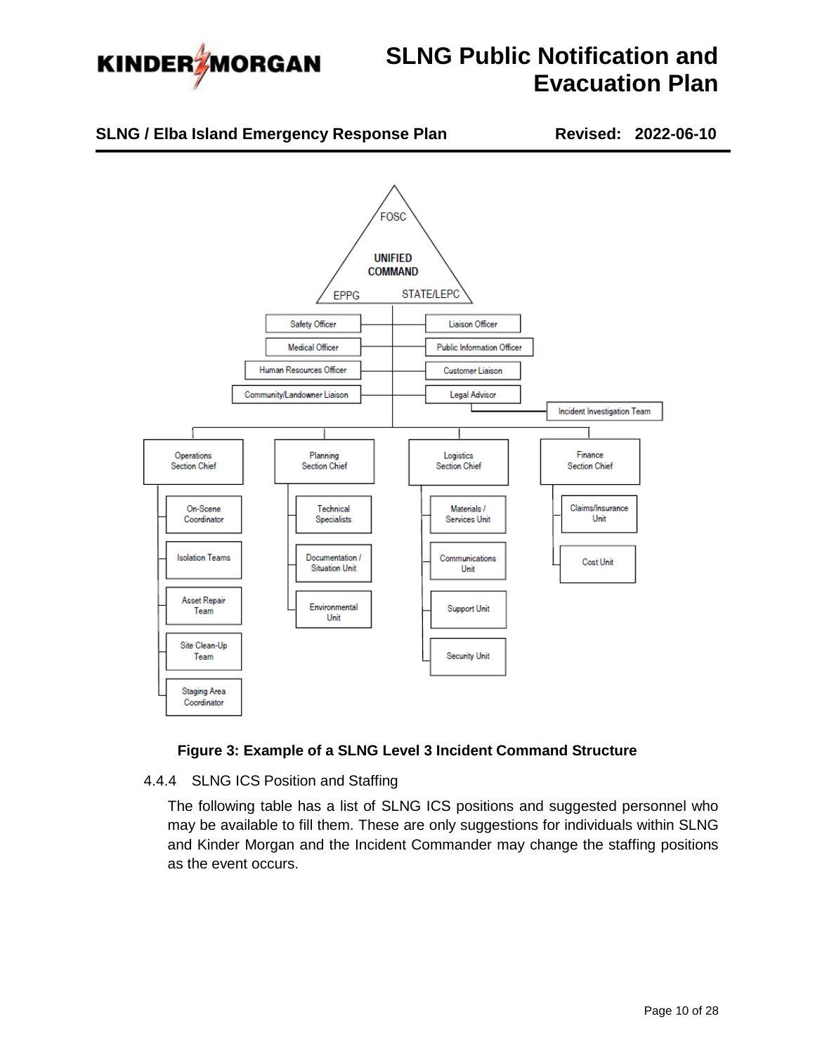FOSC

UNIFIED COMMAND

EPPG | STATE/LEPC

- Safety Officer
- Liaison Officer
- Medical Officer
- Public Information Officer
- Human Resources Officer
- Customer Liaison
- Community/Landowner Liaison
- Legal Advisor
- Incident Investigation Team

- Operations Section Chief
  - On-Scene Coordinator
  - Isolation Teams
  - Asset Repair Team
  - Site Clean-Up Team
  - Staging Area Coordinator
- Planning Section Chief
  - Technical Specialists
  - Documentation / Situation Unit
  - Environmental Unit
- Logistics Section Chief
  - Materials / Services Unit
  - Communications Unit
  - Support Unit
  - Security Unit
- Finance Section Chief
  - Claims/Insurance Unit
  - Cost Unit

**Figure 3: Example of a SLNG Level 3 Incident Command Structure**

#### 4.4.4 SLNG ICS Position and Staffing

The following table has a list of SLNG ICS positions and suggested personnel who may be available to fill them. These are only suggestions for individuals within SLNG and Kinder Morgan and the Incident Commander may change the staffing positions as the event occurs.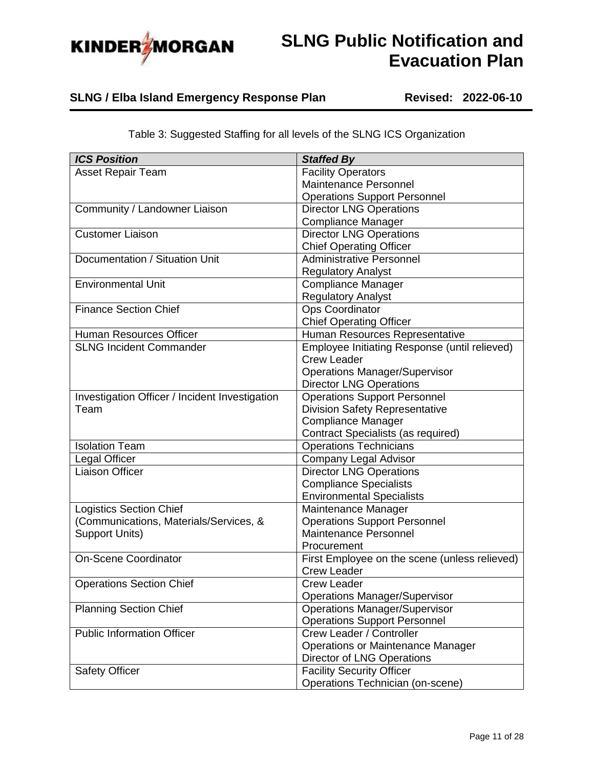Table 3: Suggested Staffing for all levels of the SLNG ICS Organization

| ***ICS Position*** | ***Staffed By*** |
|---|---|
| Asset Repair Team | Facility Operators<br>Maintenance Personnel<br>Operations Support Personnel |
| Community / Landowner Liaison | Director LNG Operations<br>Compliance Manager |
| Customer Liaison | Director LNG Operations<br>Chief Operating Officer |
| Documentation / Situation Unit | Administrative Personnel<br>Regulatory Analyst |
| Environmental Unit | Compliance Manager<br>Regulatory Analyst |
| Finance Section Chief | Ops Coordinator<br>Chief Operating Officer |
| Human Resources Officer | Human Resources Representative |
| SLNG Incident Commander | Employee Initiating Response (until relieved)<br>Crew Leader<br>Operations Manager/Supervisor<br>Director LNG Operations |
| Investigation Officer / Incident Investigation Team | Operations Support Personnel<br>Division Safety Representative<br>Compliance Manager<br>Contract Specialists (as required) |
| Isolation Team | Operations Technicians |
| Legal Officer | Company Legal Advisor |
| Liaison Officer | Director LNG Operations<br>Compliance Specialists<br>Environmental Specialists |
| Logistics Section Chief (Communications, Materials/Services, & Support Units) | Maintenance Manager<br>Operations Support Personnel<br>Maintenance Personnel<br>Procurement |
| On-Scene Coordinator | First Employee on the scene (unless relieved)<br>Crew Leader |
| Operations Section Chief | Crew Leader<br>Operations Manager/Supervisor |
| Planning Section Chief | Operations Manager/Supervisor<br>Operations Support Personnel |
| Public Information Officer | Crew Leader / Controller<br>Operations or Maintenance Manager<br>Director of LNG Operations |
| Safety Officer | Facility Security Officer<br>Operations Technician (on-scene) |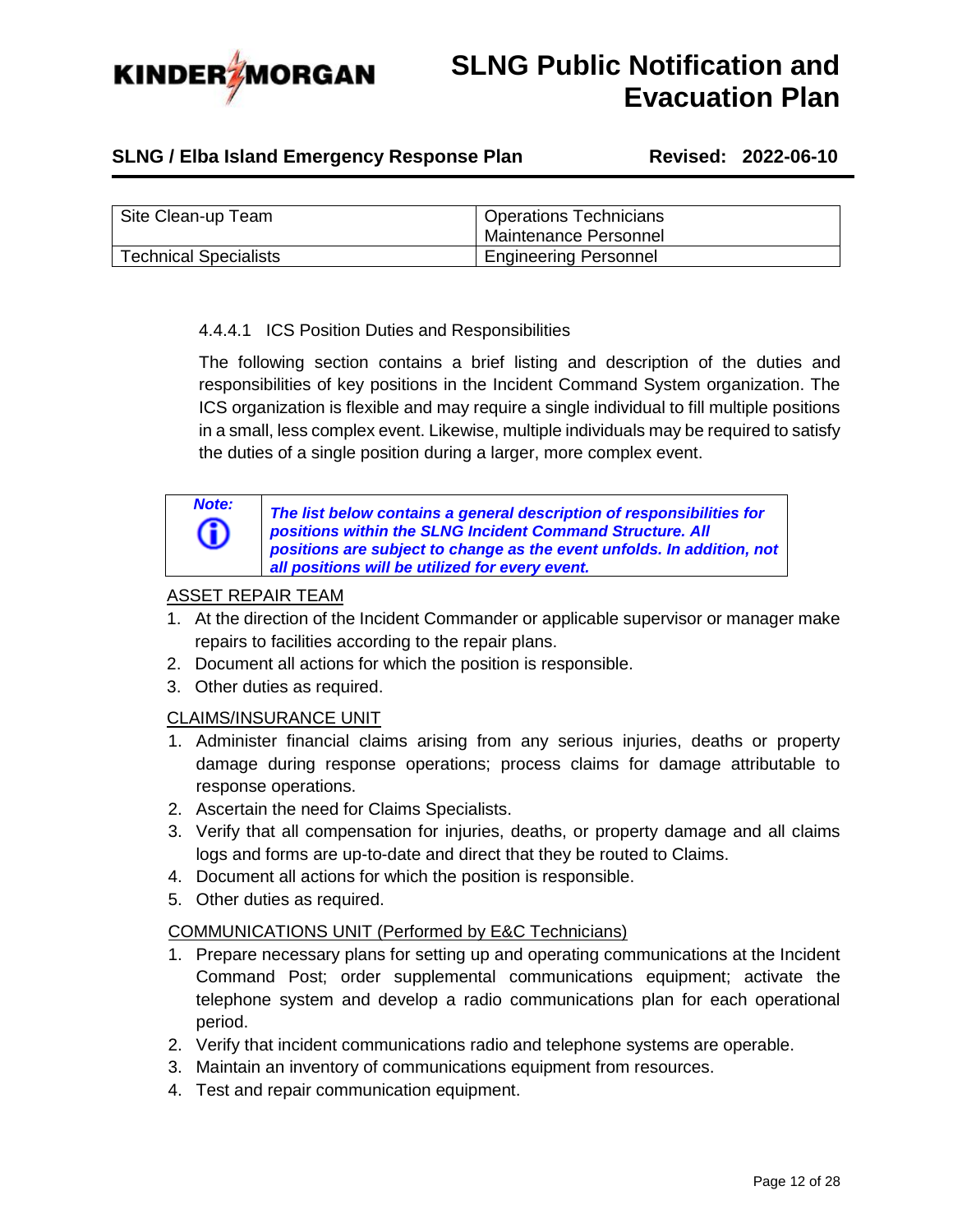| Site Clean-up Team | Operations Technicians<br>Maintenance Personnel |
|---|---|
| Technical Specialists | Engineering Personnel |

#### 4.4.4.1 ICS Position Duties and Responsibilities

The following section contains a brief listing and description of the duties and responsibilities of key positions in the Incident Command System organization. The ICS organization is flexible and may require a single individual to fill multiple positions in a small, less complex event. Likewise, multiple individuals may be required to satisfy the duties of a single position during a larger, more complex event.

> ***Note:*** ***The list below contains a general description of responsibilities for positions within the SLNG Incident Command Structure. All positions are subject to change as the event unfolds. In addition, not all positions will be utilized for every event.***

<u>ASSET REPAIR TEAM</u>

1. At the direction of the Incident Commander or applicable supervisor or manager make repairs to facilities according to the repair plans.
2. Document all actions for which the position is responsible.
3. Other duties as required.

<u>CLAIMS/INSURANCE UNIT</u>

1. Administer financial claims arising from any serious injuries, deaths or property damage during response operations; process claims for damage attributable to response operations.
2. Ascertain the need for Claims Specialists.
3. Verify that all compensation for injuries, deaths, or property damage and all claims logs and forms are up-to-date and direct that they be routed to Claims.
4. Document all actions for which the position is responsible.
5. Other duties as required.

<u>COMMUNICATIONS UNIT (Performed by E&C Technicians)</u>

1. Prepare necessary plans for setting up and operating communications at the Incident Command Post; order supplemental communications equipment; activate the telephone system and develop a radio communications plan for each operational period.
2. Verify that incident communications radio and telephone systems are operable.
3. Maintain an inventory of communications equipment from resources.
4. Test and repair communication equipment.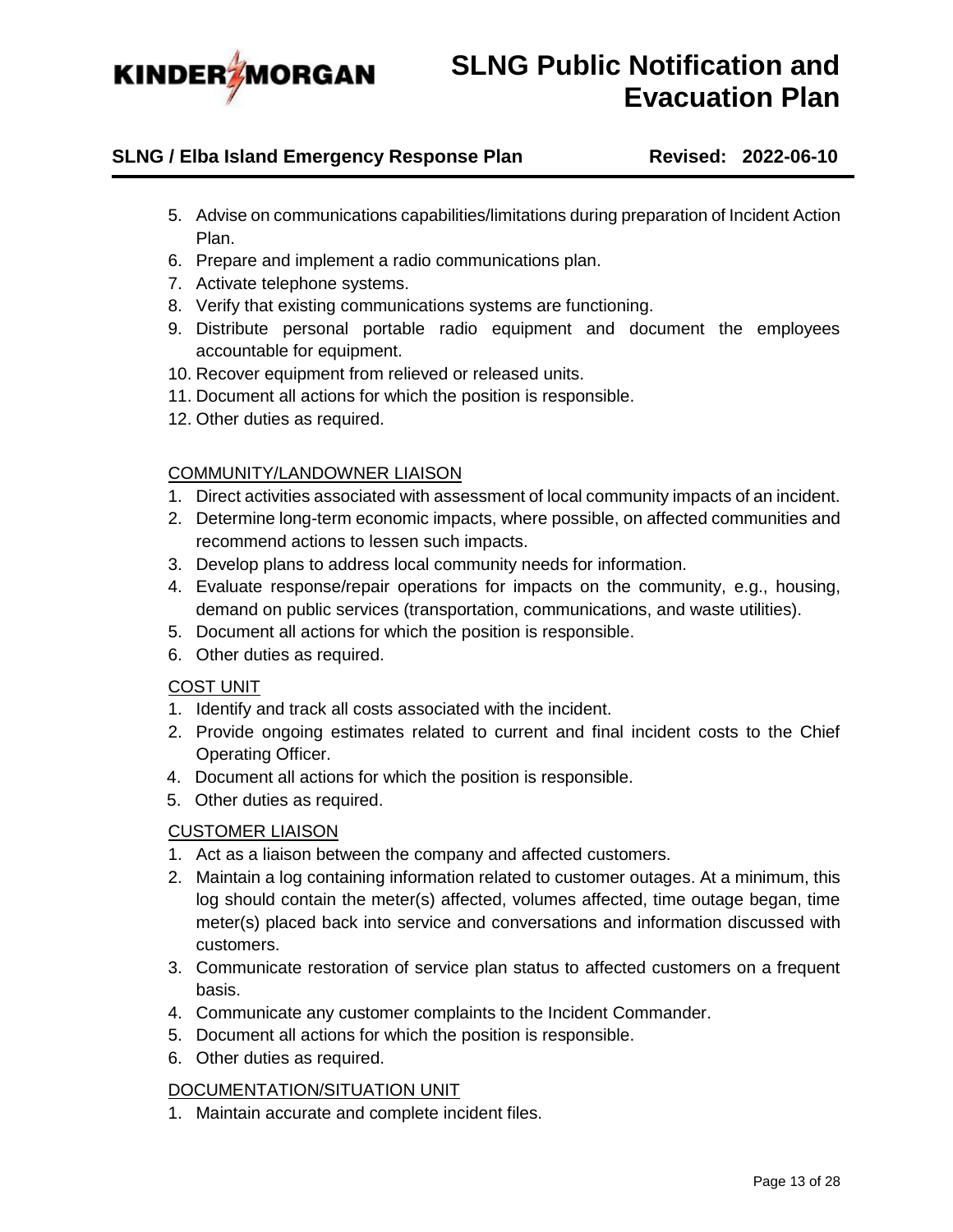5. Advise on communications capabilities/limitations during preparation of Incident Action Plan.
6. Prepare and implement a radio communications plan.
7. Activate telephone systems.
8. Verify that existing communications systems are functioning.
9. Distribute personal portable radio equipment and document the employees accountable for equipment.
10. Recover equipment from relieved or released units.
11. Document all actions for which the position is responsible.
12. Other duties as required.

<u>COMMUNITY/LANDOWNER LIAISON</u>

1. Direct activities associated with assessment of local community impacts of an incident.
2. Determine long-term economic impacts, where possible, on affected communities and recommend actions to lessen such impacts.
3. Develop plans to address local community needs for information.
4. Evaluate response/repair operations for impacts on the community, e.g., housing, demand on public services (transportation, communications, and waste utilities).
5. Document all actions for which the position is responsible.
6. Other duties as required.

<u>COST UNIT</u>

1. Identify and track all costs associated with the incident.
2. Provide ongoing estimates related to current and final incident costs to the Chief Operating Officer.
4. Document all actions for which the position is responsible.
5. Other duties as required.

<u>CUSTOMER LIAISON</u>

1. Act as a liaison between the company and affected customers.
2. Maintain a log containing information related to customer outages. At a minimum, this log should contain the meter(s) affected, volumes affected, time outage began, time meter(s) placed back into service and conversations and information discussed with customers.
3. Communicate restoration of service plan status to affected customers on a frequent basis.
4. Communicate any customer complaints to the Incident Commander.
5. Document all actions for which the position is responsible.
6. Other duties as required.

<u>DOCUMENTATION/SITUATION UNIT</u>

1. Maintain accurate and complete incident files.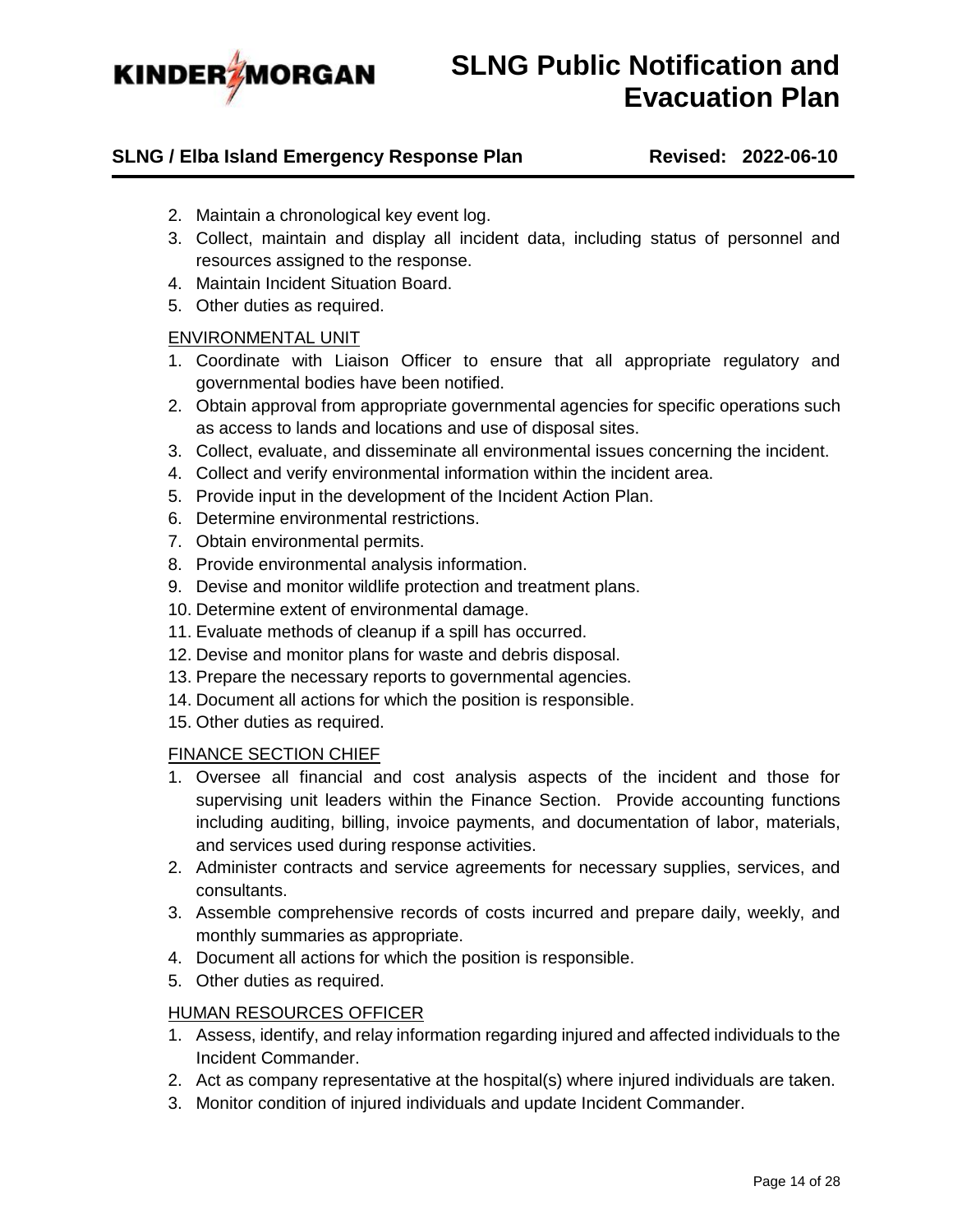2. Maintain a chronological key event log.
3. Collect, maintain and display all incident data, including status of personnel and resources assigned to the response.
4. Maintain Incident Situation Board.
5. Other duties as required.

ENVIRONMENTAL UNIT

1. Coordinate with Liaison Officer to ensure that all appropriate regulatory and governmental bodies have been notified.
2. Obtain approval from appropriate governmental agencies for specific operations such as access to lands and locations and use of disposal sites.
3. Collect, evaluate, and disseminate all environmental issues concerning the incident.
4. Collect and verify environmental information within the incident area.
5. Provide input in the development of the Incident Action Plan.
6. Determine environmental restrictions.
7. Obtain environmental permits.
8. Provide environmental analysis information.
9. Devise and monitor wildlife protection and treatment plans.
10. Determine extent of environmental damage.
11. Evaluate methods of cleanup if a spill has occurred.
12. Devise and monitor plans for waste and debris disposal.
13. Prepare the necessary reports to governmental agencies.
14. Document all actions for which the position is responsible.
15. Other duties as required.

FINANCE SECTION CHIEF

1. Oversee all financial and cost analysis aspects of the incident and those for supervising unit leaders within the Finance Section. Provide accounting functions including auditing, billing, invoice payments, and documentation of labor, materials, and services used during response activities.
2. Administer contracts and service agreements for necessary supplies, services, and consultants.
3. Assemble comprehensive records of costs incurred and prepare daily, weekly, and monthly summaries as appropriate.
4. Document all actions for which the position is responsible.
5. Other duties as required.

HUMAN RESOURCES OFFICER

1. Assess, identify, and relay information regarding injured and affected individuals to the Incident Commander.
2. Act as company representative at the hospital(s) where injured individuals are taken.
3. Monitor condition of injured individuals and update Incident Commander.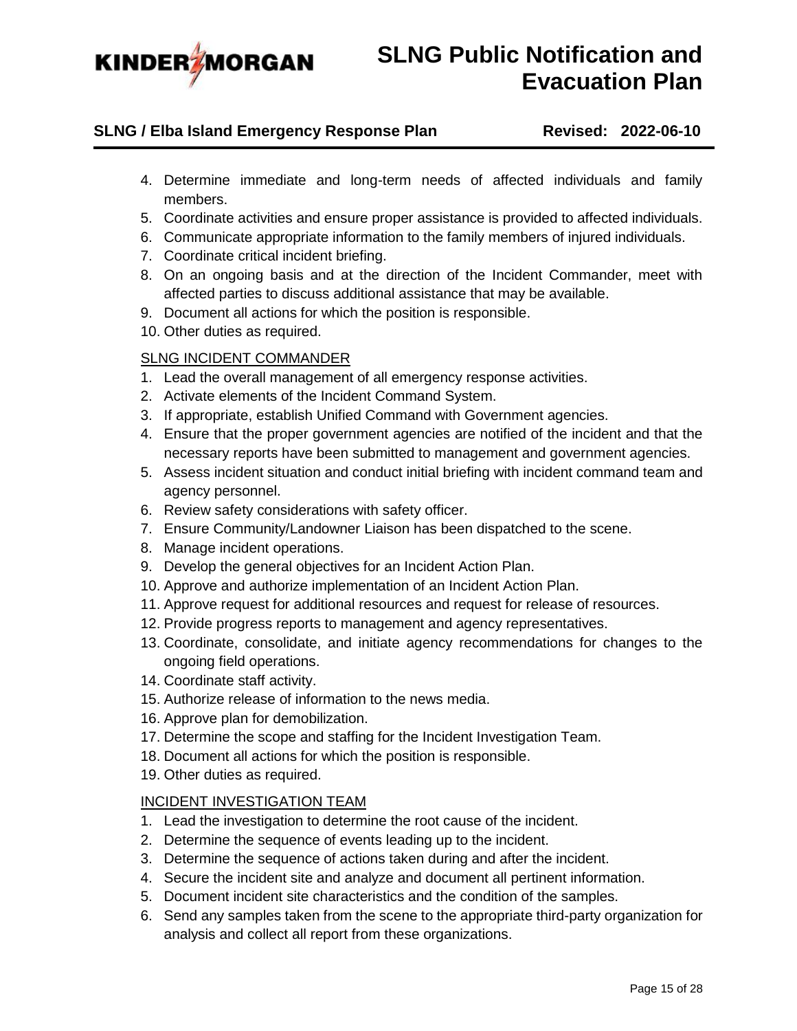4. Determine immediate and long-term needs of affected individuals and family members.
5. Coordinate activities and ensure proper assistance is provided to affected individuals.
6. Communicate appropriate information to the family members of injured individuals.
7. Coordinate critical incident briefing.
8. On an ongoing basis and at the direction of the Incident Commander, meet with affected parties to discuss additional assistance that may be available.
9. Document all actions for which the position is responsible.
10. Other duties as required.

<u>SLNG INCIDENT COMMANDER</u>

1. Lead the overall management of all emergency response activities.
2. Activate elements of the Incident Command System.
3. If appropriate, establish Unified Command with Government agencies.
4. Ensure that the proper government agencies are notified of the incident and that the necessary reports have been submitted to management and government agencies.
5. Assess incident situation and conduct initial briefing with incident command team and agency personnel.
6. Review safety considerations with safety officer.
7. Ensure Community/Landowner Liaison has been dispatched to the scene.
8. Manage incident operations.
9. Develop the general objectives for an Incident Action Plan.
10. Approve and authorize implementation of an Incident Action Plan.
11. Approve request for additional resources and request for release of resources.
12. Provide progress reports to management and agency representatives.
13. Coordinate, consolidate, and initiate agency recommendations for changes to the ongoing field operations.
14. Coordinate staff activity.
15. Authorize release of information to the news media.
16. Approve plan for demobilization.
17. Determine the scope and staffing for the Incident Investigation Team.
18. Document all actions for which the position is responsible.
19. Other duties as required.

<u>INCIDENT INVESTIGATION TEAM</u>

1. Lead the investigation to determine the root cause of the incident.
2. Determine the sequence of events leading up to the incident.
3. Determine the sequence of actions taken during and after the incident.
4. Secure the incident site and analyze and document all pertinent information.
5. Document incident site characteristics and the condition of the samples.
6. Send any samples taken from the scene to the appropriate third-party organization for analysis and collect all report from these organizations.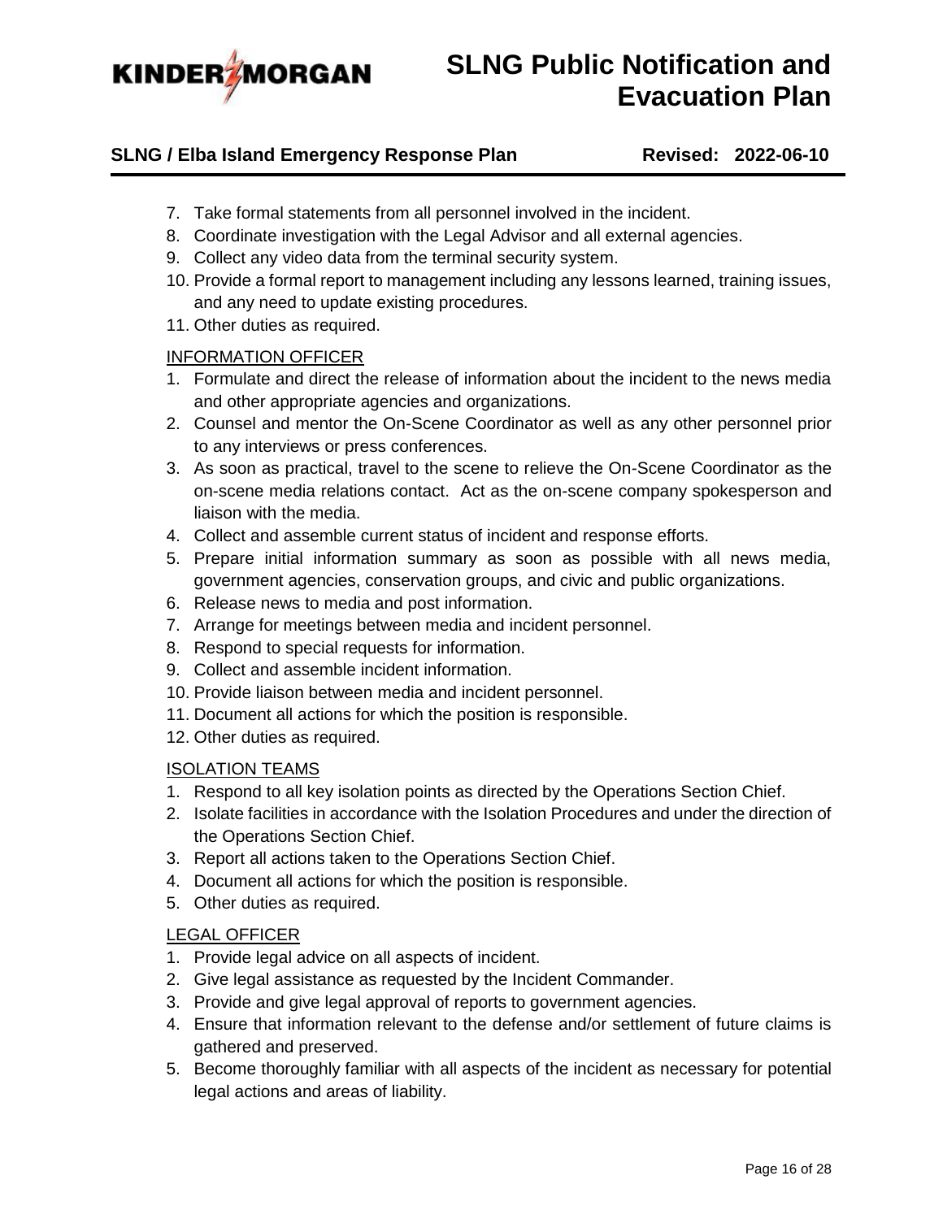7. Take formal statements from all personnel involved in the incident.
8. Coordinate investigation with the Legal Advisor and all external agencies.
9. Collect any video data from the terminal security system.
10. Provide a formal report to management including any lessons learned, training issues, and any need to update existing procedures.
11. Other duties as required.

INFORMATION OFFICER

1. Formulate and direct the release of information about the incident to the news media and other appropriate agencies and organizations.
2. Counsel and mentor the On-Scene Coordinator as well as any other personnel prior to any interviews or press conferences.
3. As soon as practical, travel to the scene to relieve the On-Scene Coordinator as the on-scene media relations contact. Act as the on-scene company spokesperson and liaison with the media.
4. Collect and assemble current status of incident and response efforts.
5. Prepare initial information summary as soon as possible with all news media, government agencies, conservation groups, and civic and public organizations.
6. Release news to media and post information.
7. Arrange for meetings between media and incident personnel.
8. Respond to special requests for information.
9. Collect and assemble incident information.
10. Provide liaison between media and incident personnel.
11. Document all actions for which the position is responsible.
12. Other duties as required.

ISOLATION TEAMS

1. Respond to all key isolation points as directed by the Operations Section Chief.
2. Isolate facilities in accordance with the Isolation Procedures and under the direction of the Operations Section Chief.
3. Report all actions taken to the Operations Section Chief.
4. Document all actions for which the position is responsible.
5. Other duties as required.

LEGAL OFFICER

1. Provide legal advice on all aspects of incident.
2. Give legal assistance as requested by the Incident Commander.
3. Provide and give legal approval of reports to government agencies.
4. Ensure that information relevant to the defense and/or settlement of future claims is gathered and preserved.
5. Become thoroughly familiar with all aspects of the incident as necessary for potential legal actions and areas of liability.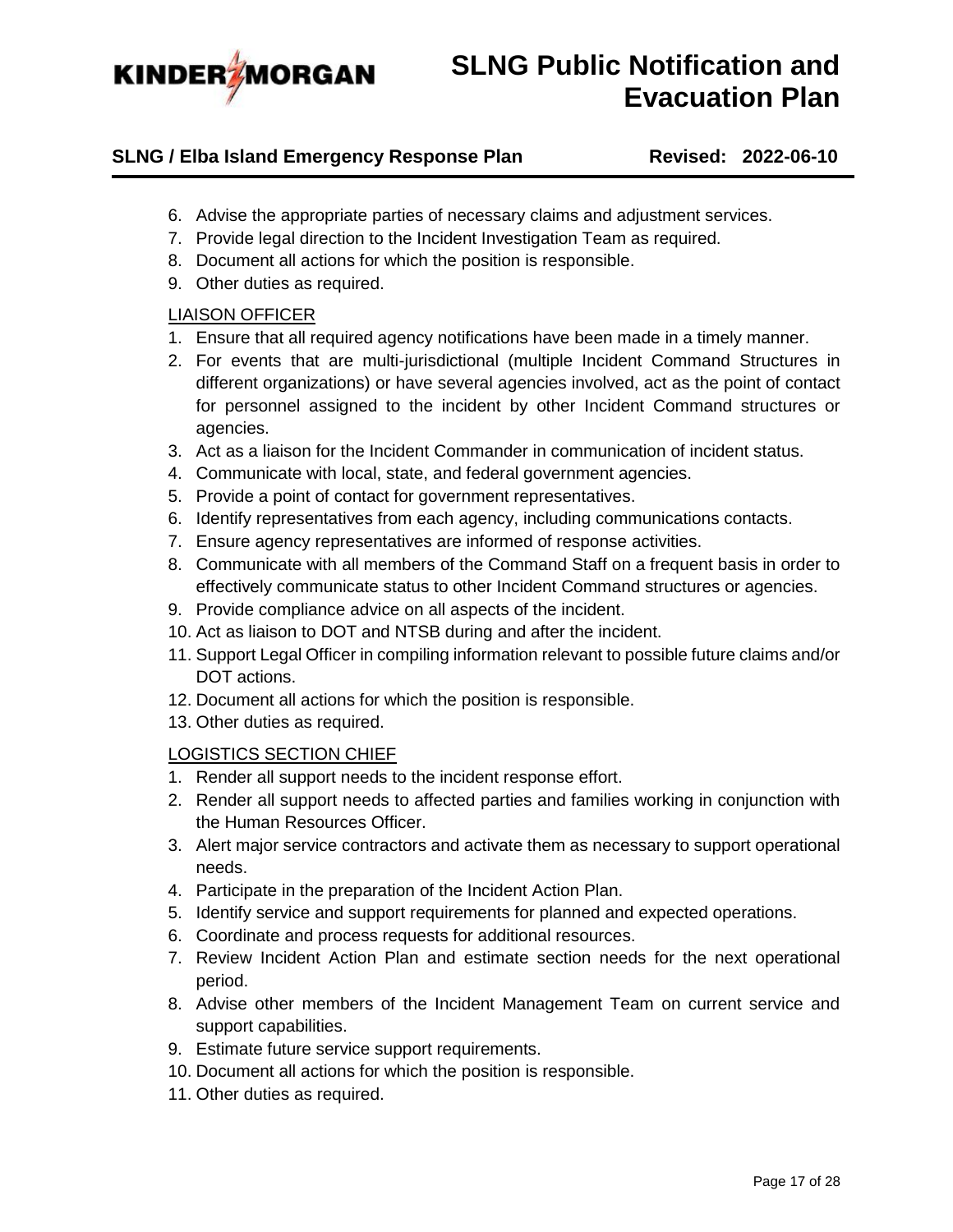6. Advise the appropriate parties of necessary claims and adjustment services.
7. Provide legal direction to the Incident Investigation Team as required.
8. Document all actions for which the position is responsible.
9. Other duties as required.

LIAISON OFFICER

1. Ensure that all required agency notifications have been made in a timely manner.
2. For events that are multi-jurisdictional (multiple Incident Command Structures in different organizations) or have several agencies involved, act as the point of contact for personnel assigned to the incident by other Incident Command structures or agencies.
3. Act as a liaison for the Incident Commander in communication of incident status.
4. Communicate with local, state, and federal government agencies.
5. Provide a point of contact for government representatives.
6. Identify representatives from each agency, including communications contacts.
7. Ensure agency representatives are informed of response activities.
8. Communicate with all members of the Command Staff on a frequent basis in order to effectively communicate status to other Incident Command structures or agencies.
9. Provide compliance advice on all aspects of the incident.
10. Act as liaison to DOT and NTSB during and after the incident.
11. Support Legal Officer in compiling information relevant to possible future claims and/or DOT actions.
12. Document all actions for which the position is responsible.
13. Other duties as required.

LOGISTICS SECTION CHIEF

1. Render all support needs to the incident response effort.
2. Render all support needs to affected parties and families working in conjunction with the Human Resources Officer.
3. Alert major service contractors and activate them as necessary to support operational needs.
4. Participate in the preparation of the Incident Action Plan.
5. Identify service and support requirements for planned and expected operations.
6. Coordinate and process requests for additional resources.
7. Review Incident Action Plan and estimate section needs for the next operational period.
8. Advise other members of the Incident Management Team on current service and support capabilities.
9. Estimate future service support requirements.
10. Document all actions for which the position is responsible.
11. Other duties as required.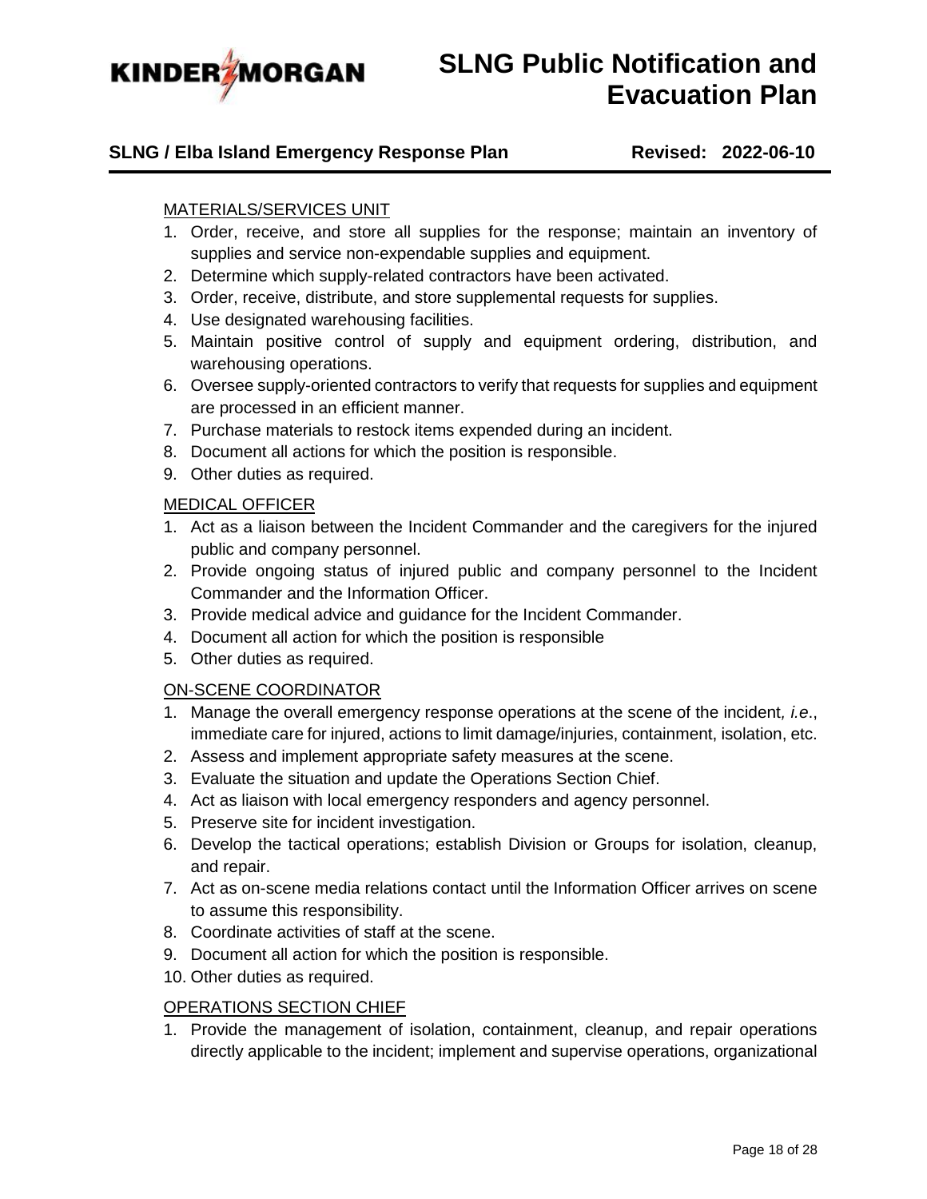MATERIALS/SERVICES UNIT

1. Order, receive, and store all supplies for the response; maintain an inventory of supplies and service non-expendable supplies and equipment.
2. Determine which supply-related contractors have been activated.
3. Order, receive, distribute, and store supplemental requests for supplies.
4. Use designated warehousing facilities.
5. Maintain positive control of supply and equipment ordering, distribution, and warehousing operations.
6. Oversee supply-oriented contractors to verify that requests for supplies and equipment are processed in an efficient manner.
7. Purchase materials to restock items expended during an incident.
8. Document all actions for which the position is responsible.
9. Other duties as required.

MEDICAL OFFICER

1. Act as a liaison between the Incident Commander and the caregivers for the injured public and company personnel.
2. Provide ongoing status of injured public and company personnel to the Incident Commander and the Information Officer.
3. Provide medical advice and guidance for the Incident Commander.
4. Document all action for which the position is responsible
5. Other duties as required.

ON-SCENE COORDINATOR

1. Manage the overall emergency response operations at the scene of the incident, *i.e*., immediate care for injured, actions to limit damage/injuries, containment, isolation, etc.
2. Assess and implement appropriate safety measures at the scene.
3. Evaluate the situation and update the Operations Section Chief.
4. Act as liaison with local emergency responders and agency personnel.
5. Preserve site for incident investigation.
6. Develop the tactical operations; establish Division or Groups for isolation, cleanup, and repair.
7. Act as on-scene media relations contact until the Information Officer arrives on scene to assume this responsibility.
8. Coordinate activities of staff at the scene.
9. Document all action for which the position is responsible.
10. Other duties as required.

OPERATIONS SECTION CHIEF

1. Provide the management of isolation, containment, cleanup, and repair operations directly applicable to the incident; implement and supervise operations, organizational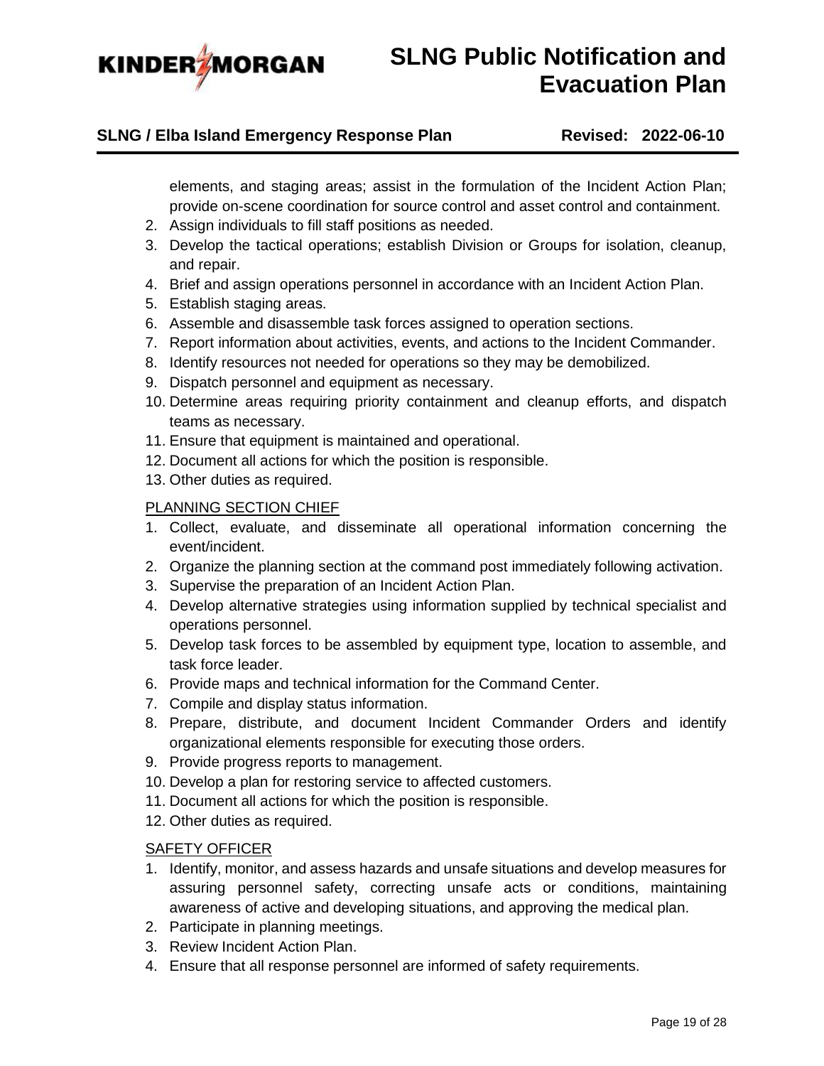elements, and staging areas; assist in the formulation of the Incident Action Plan; provide on-scene coordination for source control and asset control and containment.

2. Assign individuals to fill staff positions as needed.
3. Develop the tactical operations; establish Division or Groups for isolation, cleanup, and repair.
4. Brief and assign operations personnel in accordance with an Incident Action Plan.
5. Establish staging areas.
6. Assemble and disassemble task forces assigned to operation sections.
7. Report information about activities, events, and actions to the Incident Commander.
8. Identify resources not needed for operations so they may be demobilized.
9. Dispatch personnel and equipment as necessary.
10. Determine areas requiring priority containment and cleanup efforts, and dispatch teams as necessary.
11. Ensure that equipment is maintained and operational.
12. Document all actions for which the position is responsible.
13. Other duties as required.

PLANNING SECTION CHIEF

1. Collect, evaluate, and disseminate all operational information concerning the event/incident.
2. Organize the planning section at the command post immediately following activation.
3. Supervise the preparation of an Incident Action Plan.
4. Develop alternative strategies using information supplied by technical specialist and operations personnel.
5. Develop task forces to be assembled by equipment type, location to assemble, and task force leader.
6. Provide maps and technical information for the Command Center.
7. Compile and display status information.
8. Prepare, distribute, and document Incident Commander Orders and identify organizational elements responsible for executing those orders.
9. Provide progress reports to management.
10. Develop a plan for restoring service to affected customers.
11. Document all actions for which the position is responsible.
12. Other duties as required.

SAFETY OFFICER

1. Identify, monitor, and assess hazards and unsafe situations and develop measures for assuring personnel safety, correcting unsafe acts or conditions, maintaining awareness of active and developing situations, and approving the medical plan.
2. Participate in planning meetings.
3. Review Incident Action Plan.
4. Ensure that all response personnel are informed of safety requirements.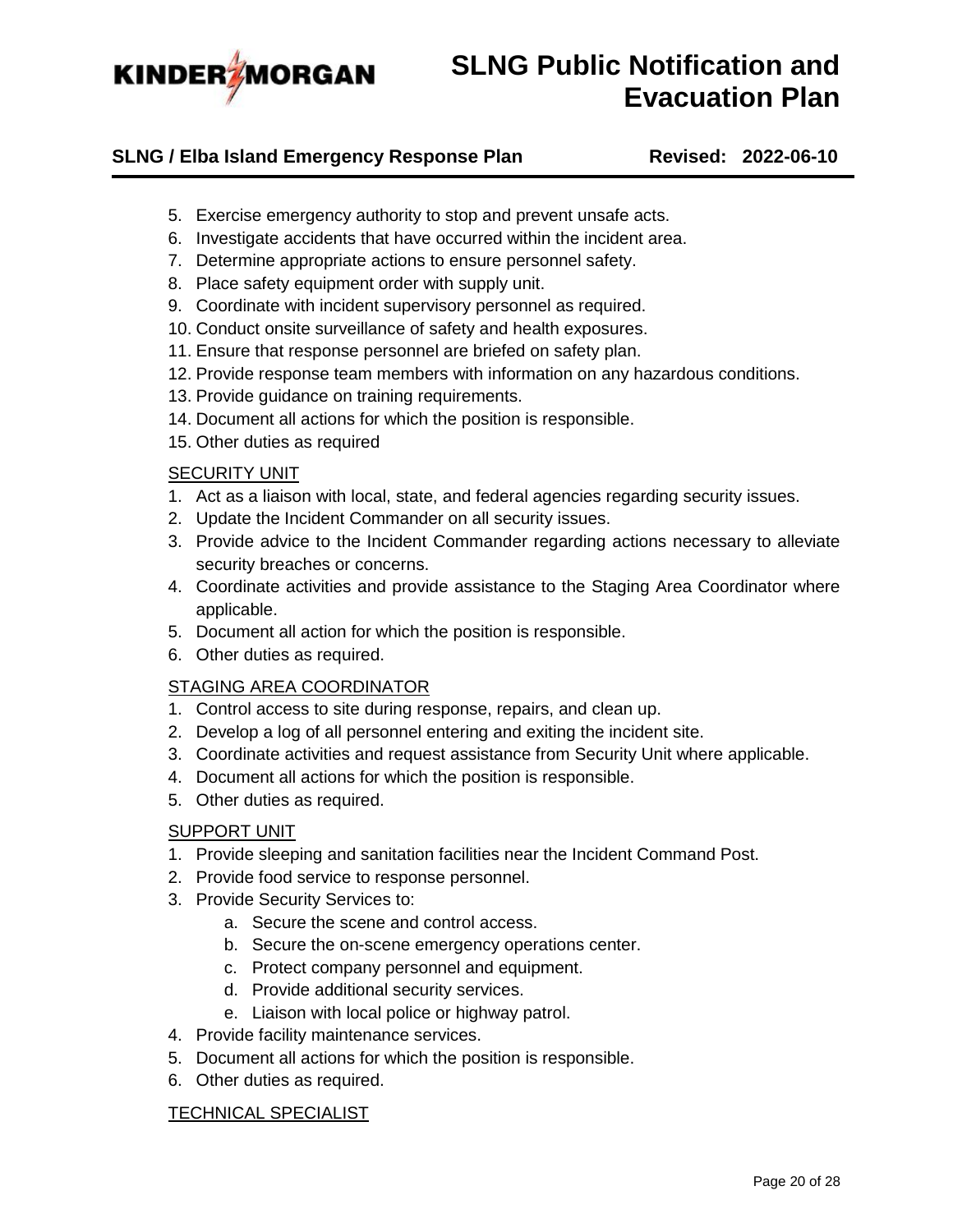5. Exercise emergency authority to stop and prevent unsafe acts.
6. Investigate accidents that have occurred within the incident area.
7. Determine appropriate actions to ensure personnel safety.
8. Place safety equipment order with supply unit.
9. Coordinate with incident supervisory personnel as required.
10. Conduct onsite surveillance of safety and health exposures.
11. Ensure that response personnel are briefed on safety plan.
12. Provide response team members with information on any hazardous conditions.
13. Provide guidance on training requirements.
14. Document all actions for which the position is responsible.
15. Other duties as required

<u>SECURITY UNIT</u>

1. Act as a liaison with local, state, and federal agencies regarding security issues.
2. Update the Incident Commander on all security issues.
3. Provide advice to the Incident Commander regarding actions necessary to alleviate security breaches or concerns.
4. Coordinate activities and provide assistance to the Staging Area Coordinator where applicable.
5. Document all action for which the position is responsible.
6. Other duties as required.

<u>STAGING AREA COORDINATOR</u>

1. Control access to site during response, repairs, and clean up.
2. Develop a log of all personnel entering and exiting the incident site.
3. Coordinate activities and request assistance from Security Unit where applicable.
4. Document all actions for which the position is responsible.
5. Other duties as required.

<u>SUPPORT UNIT</u>

1. Provide sleeping and sanitation facilities near the Incident Command Post.
2. Provide food service to response personnel.
3. Provide Security Services to:
    a. Secure the scene and control access.
    b. Secure the on-scene emergency operations center.
    c. Protect company personnel and equipment.
    d. Provide additional security services.
    e. Liaison with local police or highway patrol.
4. Provide facility maintenance services.
5. Document all actions for which the position is responsible.
6. Other duties as required.

<u>TECHNICAL SPECIALIST</u>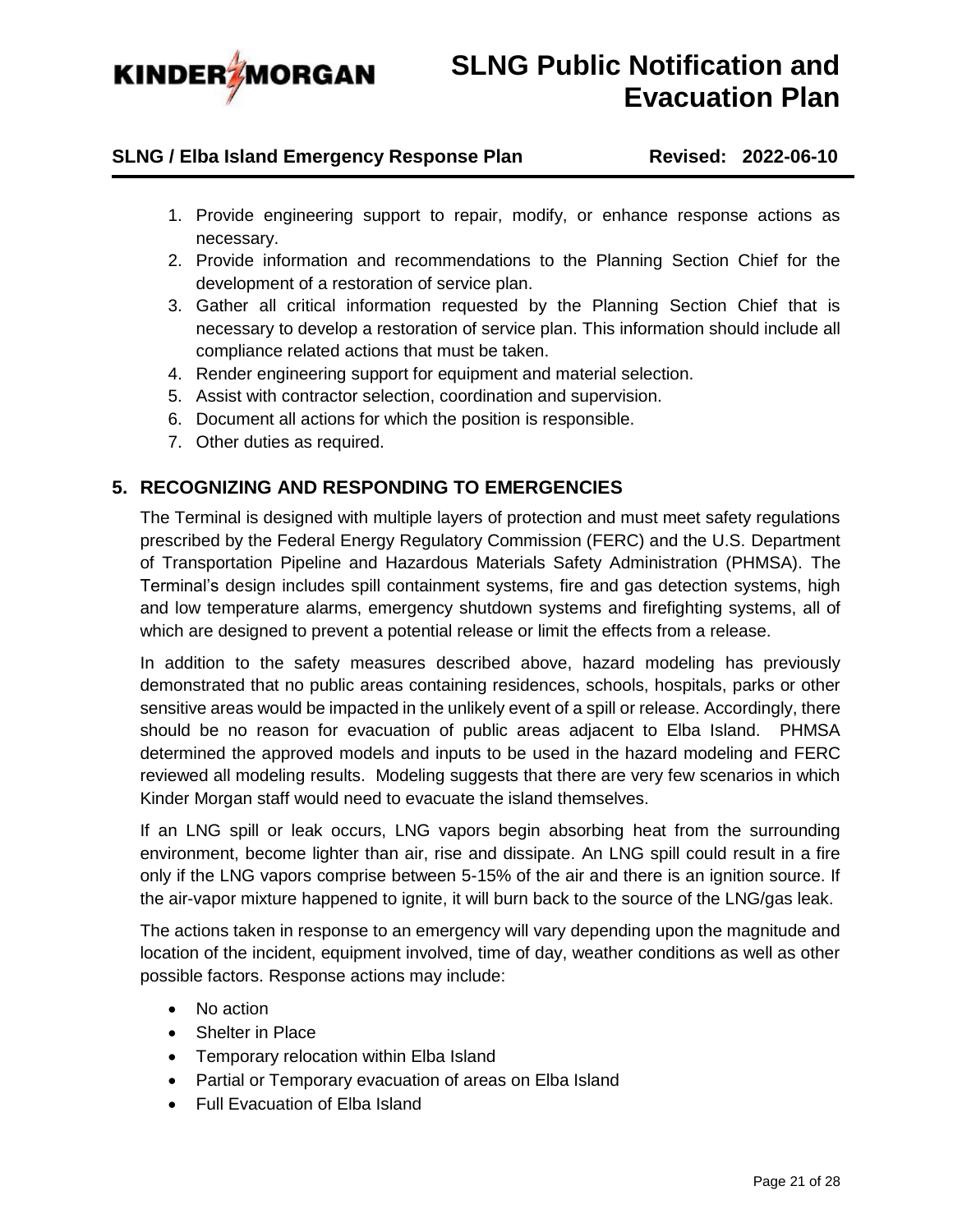1. Provide engineering support to repair, modify, or enhance response actions as necessary.
2. Provide information and recommendations to the Planning Section Chief for the development of a restoration of service plan.
3. Gather all critical information requested by the Planning Section Chief that is necessary to develop a restoration of service plan. This information should include all compliance related actions that must be taken.
4. Render engineering support for equipment and material selection.
5. Assist with contractor selection, coordination and supervision.
6. Document all actions for which the position is responsible.
7. Other duties as required.

## 5. RECOGNIZING AND RESPONDING TO EMERGENCIES

The Terminal is designed with multiple layers of protection and must meet safety regulations prescribed by the Federal Energy Regulatory Commission (FERC) and the U.S. Department of Transportation Pipeline and Hazardous Materials Safety Administration (PHMSA). The Terminal's design includes spill containment systems, fire and gas detection systems, high and low temperature alarms, emergency shutdown systems and firefighting systems, all of which are designed to prevent a potential release or limit the effects from a release.

In addition to the safety measures described above, hazard modeling has previously demonstrated that no public areas containing residences, schools, hospitals, parks or other sensitive areas would be impacted in the unlikely event of a spill or release. Accordingly, there should be no reason for evacuation of public areas adjacent to Elba Island. PHMSA determined the approved models and inputs to be used in the hazard modeling and FERC reviewed all modeling results. Modeling suggests that there are very few scenarios in which Kinder Morgan staff would need to evacuate the island themselves.

If an LNG spill or leak occurs, LNG vapors begin absorbing heat from the surrounding environment, become lighter than air, rise and dissipate. An LNG spill could result in a fire only if the LNG vapors comprise between 5-15% of the air and there is an ignition source. If the air-vapor mixture happened to ignite, it will burn back to the source of the LNG/gas leak.

The actions taken in response to an emergency will vary depending upon the magnitude and location of the incident, equipment involved, time of day, weather conditions as well as other possible factors. Response actions may include:

- No action
- Shelter in Place
- Temporary relocation within Elba Island
- Partial or Temporary evacuation of areas on Elba Island
- Full Evacuation of Elba Island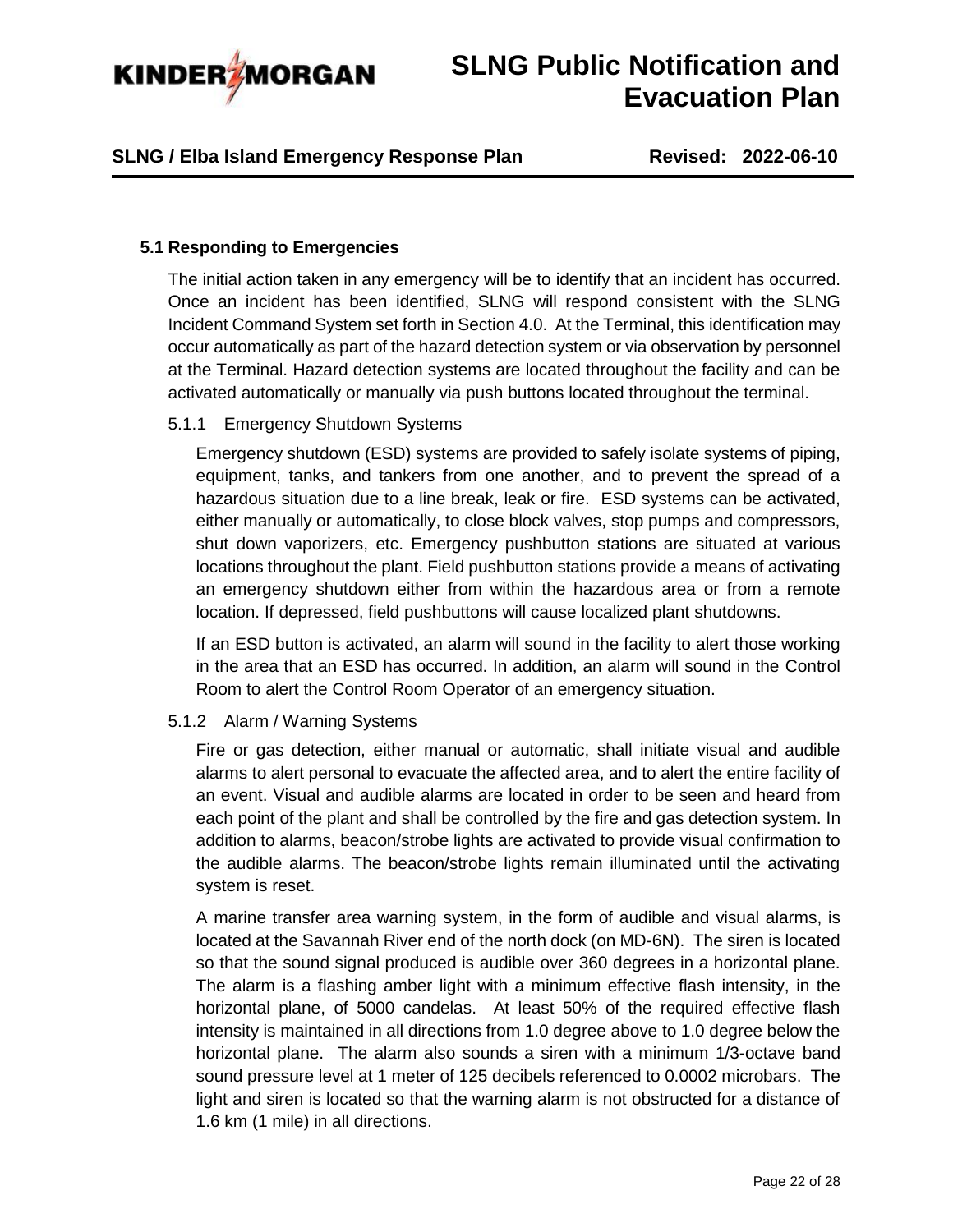### 5.1 Responding to Emergencies

The initial action taken in any emergency will be to identify that an incident has occurred. Once an incident has been identified, SLNG will respond consistent with the SLNG Incident Command System set forth in Section 4.0. At the Terminal, this identification may occur automatically as part of the hazard detection system or via observation by personnel at the Terminal. Hazard detection systems are located throughout the facility and can be activated automatically or manually via push buttons located throughout the terminal.

#### 5.1.1 Emergency Shutdown Systems

Emergency shutdown (ESD) systems are provided to safely isolate systems of piping, equipment, tanks, and tankers from one another, and to prevent the spread of a hazardous situation due to a line break, leak or fire. ESD systems can be activated, either manually or automatically, to close block valves, stop pumps and compressors, shut down vaporizers, etc. Emergency pushbutton stations are situated at various locations throughout the plant. Field pushbutton stations provide a means of activating an emergency shutdown either from within the hazardous area or from a remote location. If depressed, field pushbuttons will cause localized plant shutdowns.

If an ESD button is activated, an alarm will sound in the facility to alert those working in the area that an ESD has occurred. In addition, an alarm will sound in the Control Room to alert the Control Room Operator of an emergency situation.

#### 5.1.2 Alarm / Warning Systems

Fire or gas detection, either manual or automatic, shall initiate visual and audible alarms to alert personal to evacuate the affected area, and to alert the entire facility of an event. Visual and audible alarms are located in order to be seen and heard from each point of the plant and shall be controlled by the fire and gas detection system. In addition to alarms, beacon/strobe lights are activated to provide visual confirmation to the audible alarms. The beacon/strobe lights remain illuminated until the activating system is reset.

A marine transfer area warning system, in the form of audible and visual alarms, is located at the Savannah River end of the north dock (on MD-6N). The siren is located so that the sound signal produced is audible over 360 degrees in a horizontal plane. The alarm is a flashing amber light with a minimum effective flash intensity, in the horizontal plane, of 5000 candelas. At least 50% of the required effective flash intensity is maintained in all directions from 1.0 degree above to 1.0 degree below the horizontal plane. The alarm also sounds a siren with a minimum 1/3-octave band sound pressure level at 1 meter of 125 decibels referenced to 0.0002 microbars. The light and siren is located so that the warning alarm is not obstructed for a distance of 1.6 km (1 mile) in all directions.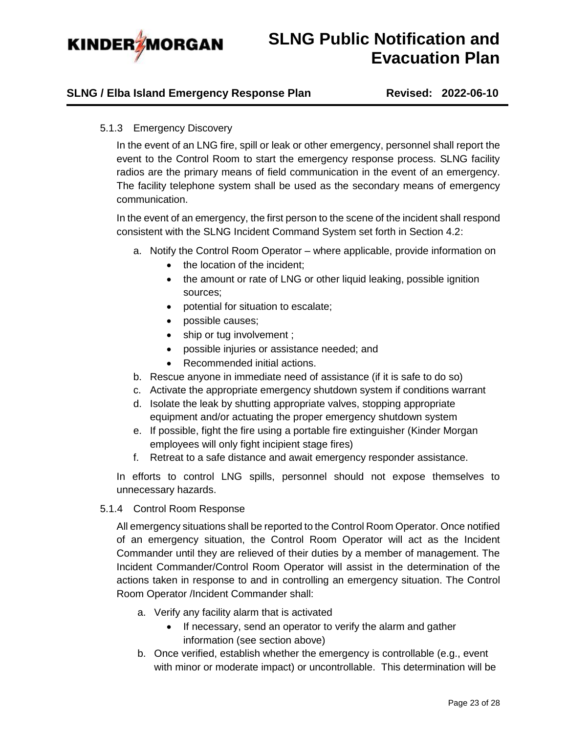#### 5.1.3 Emergency Discovery

In the event of an LNG fire, spill or leak or other emergency, personnel shall report the event to the Control Room to start the emergency response process. SLNG facility radios are the primary means of field communication in the event of an emergency. The facility telephone system shall be used as the secondary means of emergency communication.

In the event of an emergency, the first person to the scene of the incident shall respond consistent with the SLNG Incident Command System set forth in Section 4.2:

a. Notify the Control Room Operator – where applicable, provide information on
    - the location of the incident;
    - the amount or rate of LNG or other liquid leaking, possible ignition sources;
    - potential for situation to escalate;
    - possible causes;
    - ship or tug involvement ;
    - possible injuries or assistance needed; and
    - Recommended initial actions.
b. Rescue anyone in immediate need of assistance (if it is safe to do so)
c. Activate the appropriate emergency shutdown system if conditions warrant
d. Isolate the leak by shutting appropriate valves, stopping appropriate equipment and/or actuating the proper emergency shutdown system
e. If possible, fight the fire using a portable fire extinguisher (Kinder Morgan employees will only fight incipient stage fires)
f. Retreat to a safe distance and await emergency responder assistance.

In efforts to control LNG spills, personnel should not expose themselves to unnecessary hazards.

#### 5.1.4 Control Room Response

All emergency situations shall be reported to the Control Room Operator. Once notified of an emergency situation, the Control Room Operator will act as the Incident Commander until they are relieved of their duties by a member of management. The Incident Commander/Control Room Operator will assist in the determination of the actions taken in response to and in controlling an emergency situation. The Control Room Operator /Incident Commander shall:

a. Verify any facility alarm that is activated
    - If necessary, send an operator to verify the alarm and gather information (see section above)
b. Once verified, establish whether the emergency is controllable (e.g., event with minor or moderate impact) or uncontrollable. This determination will be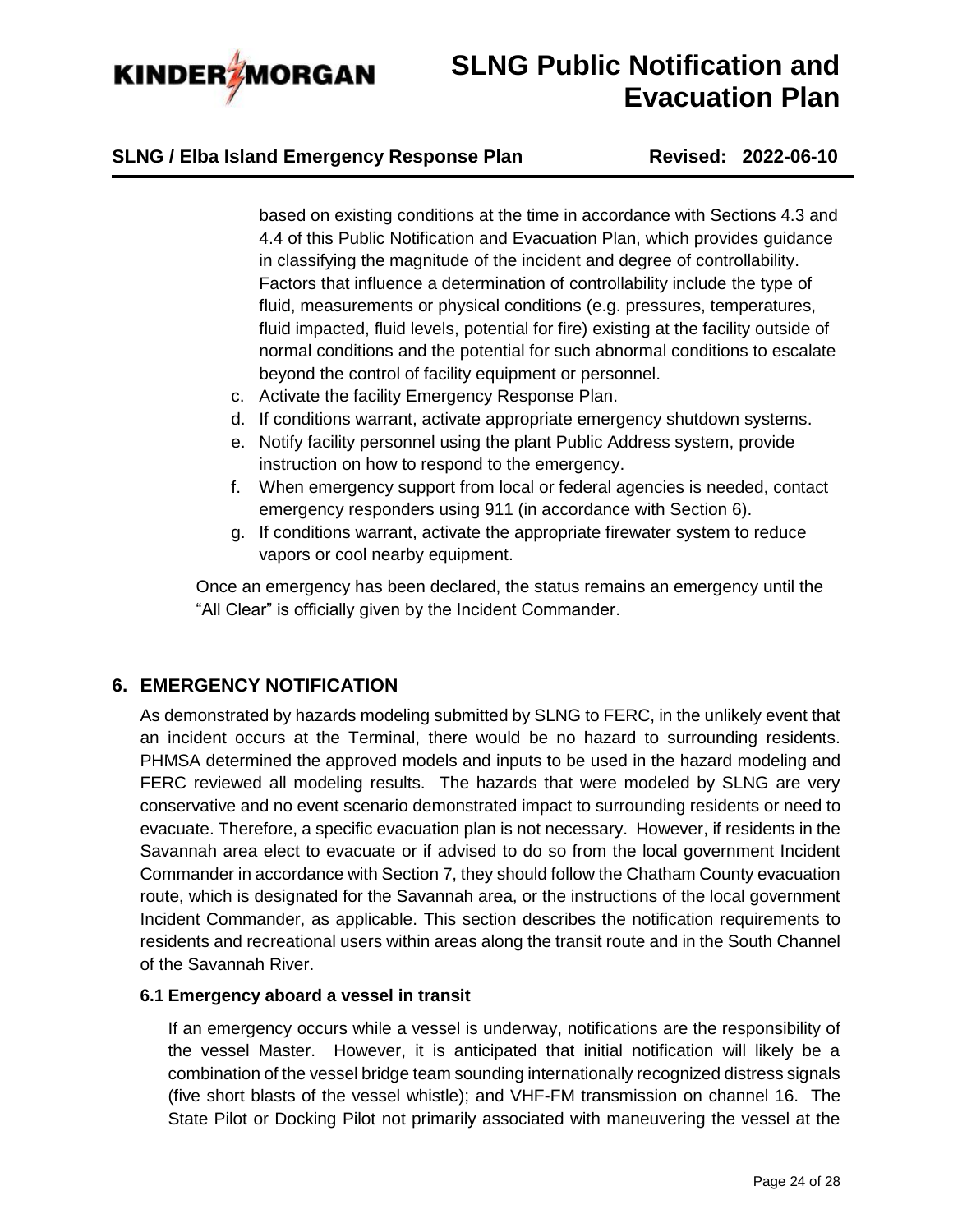based on existing conditions at the time in accordance with Sections 4.3 and 4.4 of this Public Notification and Evacuation Plan, which provides guidance in classifying the magnitude of the incident and degree of controllability. Factors that influence a determination of controllability include the type of fluid, measurements or physical conditions (e.g. pressures, temperatures, fluid impacted, fluid levels, potential for fire) existing at the facility outside of normal conditions and the potential for such abnormal conditions to escalate beyond the control of facility equipment or personnel.

c. Activate the facility Emergency Response Plan.
d. If conditions warrant, activate appropriate emergency shutdown systems.
e. Notify facility personnel using the plant Public Address system, provide instruction on how to respond to the emergency.
f. When emergency support from local or federal agencies is needed, contact emergency responders using 911 (in accordance with Section 6).
g. If conditions warrant, activate the appropriate firewater system to reduce vapors or cool nearby equipment.

Once an emergency has been declared, the status remains an emergency until the "All Clear" is officially given by the Incident Commander.

## 6. EMERGENCY NOTIFICATION

As demonstrated by hazards modeling submitted by SLNG to FERC, in the unlikely event that an incident occurs at the Terminal, there would be no hazard to surrounding residents. PHMSA determined the approved models and inputs to be used in the hazard modeling and FERC reviewed all modeling results. The hazards that were modeled by SLNG are very conservative and no event scenario demonstrated impact to surrounding residents or need to evacuate. Therefore, a specific evacuation plan is not necessary. However, if residents in the Savannah area elect to evacuate or if advised to do so from the local government Incident Commander in accordance with Section 7, they should follow the Chatham County evacuation route, which is designated for the Savannah area, or the instructions of the local government Incident Commander, as applicable. This section describes the notification requirements to residents and recreational users within areas along the transit route and in the South Channel of the Savannah River.

### 6.1 Emergency aboard a vessel in transit

If an emergency occurs while a vessel is underway, notifications are the responsibility of the vessel Master. However, it is anticipated that initial notification will likely be a combination of the vessel bridge team sounding internationally recognized distress signals (five short blasts of the vessel whistle); and VHF-FM transmission on channel 16. The State Pilot or Docking Pilot not primarily associated with maneuvering the vessel at the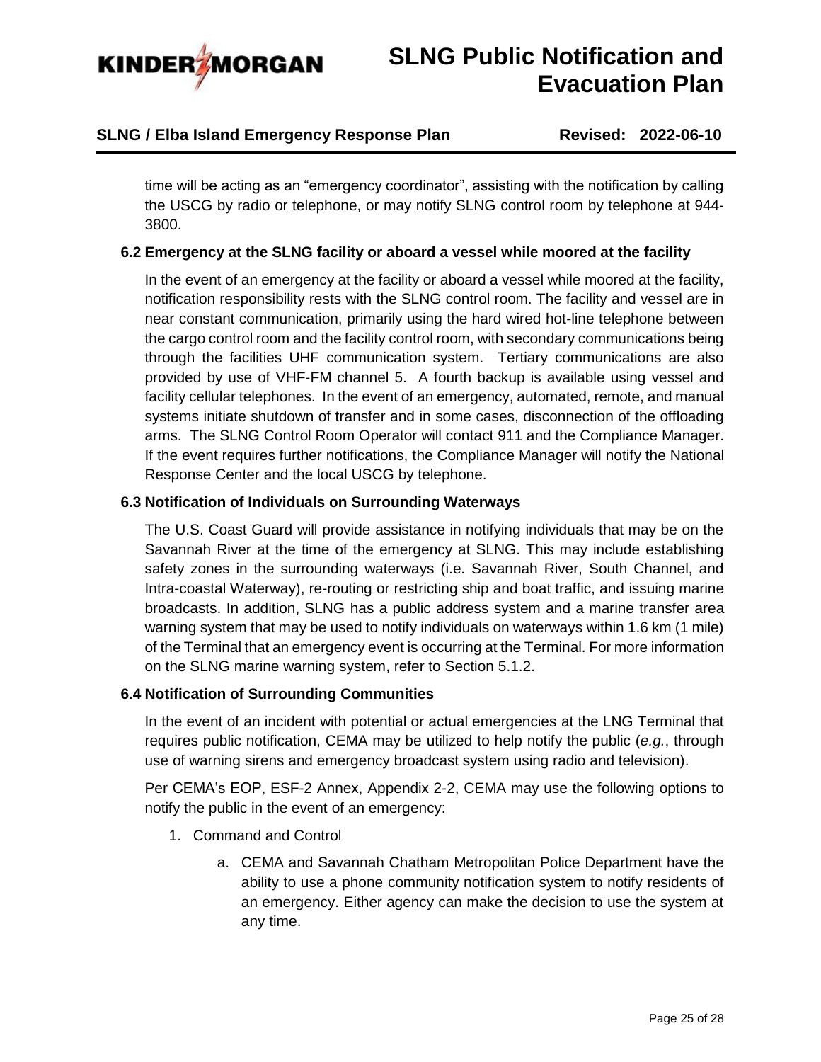time will be acting as an "emergency coordinator", assisting with the notification by calling the USCG by radio or telephone, or may notify SLNG control room by telephone at 944-3800.

### 6.2 Emergency at the SLNG facility or aboard a vessel while moored at the facility

In the event of an emergency at the facility or aboard a vessel while moored at the facility, notification responsibility rests with the SLNG control room. The facility and vessel are in near constant communication, primarily using the hard wired hot-line telephone between the cargo control room and the facility control room, with secondary communications being through the facilities UHF communication system. Tertiary communications are also provided by use of VHF-FM channel 5. A fourth backup is available using vessel and facility cellular telephones. In the event of an emergency, automated, remote, and manual systems initiate shutdown of transfer and in some cases, disconnection of the offloading arms. The SLNG Control Room Operator will contact 911 and the Compliance Manager. If the event requires further notifications, the Compliance Manager will notify the National Response Center and the local USCG by telephone.

### 6.3 Notification of Individuals on Surrounding Waterways

The U.S. Coast Guard will provide assistance in notifying individuals that may be on the Savannah River at the time of the emergency at SLNG. This may include establishing safety zones in the surrounding waterways (i.e. Savannah River, South Channel, and Intra-coastal Waterway), re-routing or restricting ship and boat traffic, and issuing marine broadcasts. In addition, SLNG has a public address system and a marine transfer area warning system that may be used to notify individuals on waterways within 1.6 km (1 mile) of the Terminal that an emergency event is occurring at the Terminal. For more information on the SLNG marine warning system, refer to Section 5.1.2.

### 6.4 Notification of Surrounding Communities

In the event of an incident with potential or actual emergencies at the LNG Terminal that requires public notification, CEMA may be utilized to help notify the public (*e.g.*, through use of warning sirens and emergency broadcast system using radio and television).

Per CEMA's EOP, ESF-2 Annex, Appendix 2-2, CEMA may use the following options to notify the public in the event of an emergency:

1. Command and Control
    a. CEMA and Savannah Chatham Metropolitan Police Department have the ability to use a phone community notification system to notify residents of an emergency. Either agency can make the decision to use the system at any time.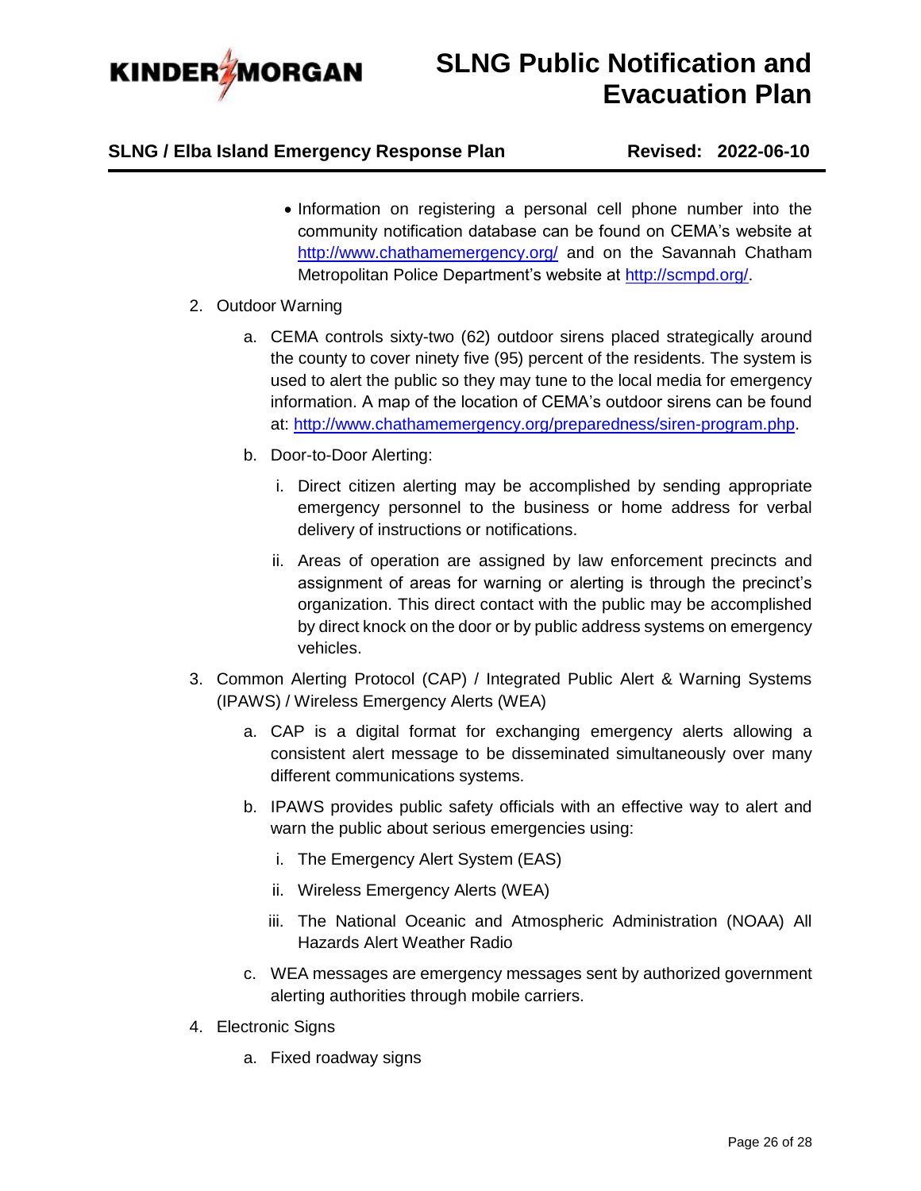- Information on registering a personal cell phone number into the community notification database can be found on CEMA's website at http://www.chathamemergency.org/ and on the Savannah Chatham Metropolitan Police Department's website at http://scmpd.org/.

2. Outdoor Warning

   a. CEMA controls sixty-two (62) outdoor sirens placed strategically around the county to cover ninety five (95) percent of the residents. The system is used to alert the public so they may tune to the local media for emergency information. A map of the location of CEMA's outdoor sirens can be found at: http://www.chathamemergency.org/preparedness/siren-program.php.

   b. Door-to-Door Alerting:

      i. Direct citizen alerting may be accomplished by sending appropriate emergency personnel to the business or home address for verbal delivery of instructions or notifications.

      ii. Areas of operation are assigned by law enforcement precincts and assignment of areas for warning or alerting is through the precinct's organization. This direct contact with the public may be accomplished by direct knock on the door or by public address systems on emergency vehicles.

3. Common Alerting Protocol (CAP) / Integrated Public Alert & Warning Systems (IPAWS) / Wireless Emergency Alerts (WEA)

   a. CAP is a digital format for exchanging emergency alerts allowing a consistent alert message to be disseminated simultaneously over many different communications systems.

   b. IPAWS provides public safety officials with an effective way to alert and warn the public about serious emergencies using:

      i. The Emergency Alert System (EAS)

      ii. Wireless Emergency Alerts (WEA)

      iii. The National Oceanic and Atmospheric Administration (NOAA) All Hazards Alert Weather Radio

   c. WEA messages are emergency messages sent by authorized government alerting authorities through mobile carriers.

4. Electronic Signs

   a. Fixed roadway signs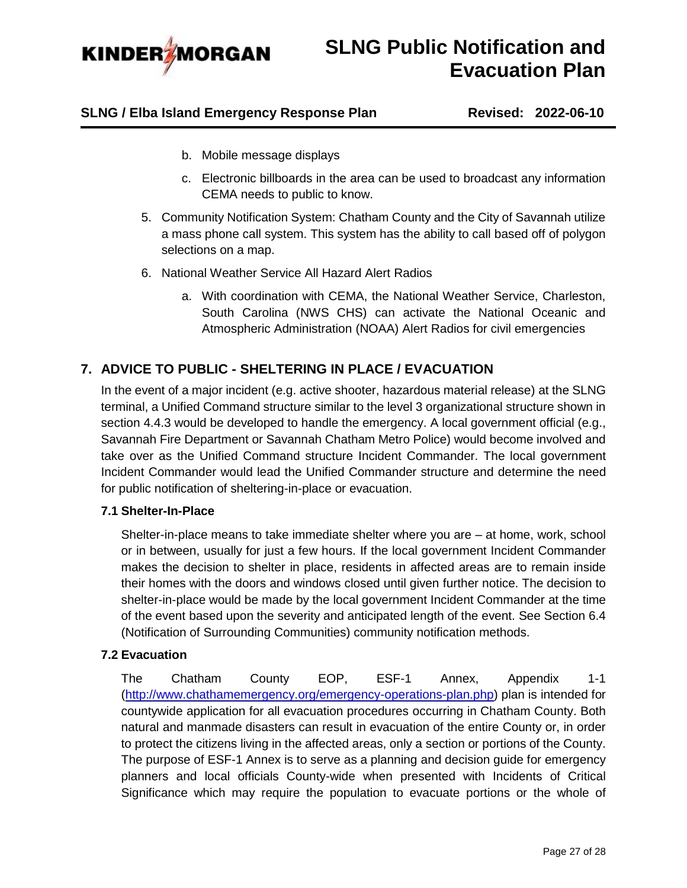b. Mobile message displays

c. Electronic billboards in the area can be used to broadcast any information CEMA needs to public to know.

5. Community Notification System: Chatham County and the City of Savannah utilize a mass phone call system. This system has the ability to call based off of polygon selections on a map.

6. National Weather Service All Hazard Alert Radios

   a. With coordination with CEMA, the National Weather Service, Charleston, South Carolina (NWS CHS) can activate the National Oceanic and Atmospheric Administration (NOAA) Alert Radios for civil emergencies

## 7. ADVICE TO PUBLIC - SHELTERING IN PLACE / EVACUATION

In the event of a major incident (e.g. active shooter, hazardous material release) at the SLNG terminal, a Unified Command structure similar to the level 3 organizational structure shown in section 4.4.3 would be developed to handle the emergency. A local government official (e.g., Savannah Fire Department or Savannah Chatham Metro Police) would become involved and take over as the Unified Command structure Incident Commander. The local government Incident Commander would lead the Unified Commander structure and determine the need for public notification of sheltering-in-place or evacuation.

### 7.1 Shelter-In-Place

Shelter-in-place means to take immediate shelter where you are – at home, work, school or in between, usually for just a few hours. If the local government Incident Commander makes the decision to shelter in place, residents in affected areas are to remain inside their homes with the doors and windows closed until given further notice. The decision to shelter-in-place would be made by the local government Incident Commander at the time of the event based upon the severity and anticipated length of the event. See Section 6.4 (Notification of Surrounding Communities) community notification methods.

### 7.2 Evacuation

The Chatham County EOP, ESF-1 Annex, Appendix 1-1 (http://www.chathamemergency.org/emergency-operations-plan.php) plan is intended for countywide application for all evacuation procedures occurring in Chatham County. Both natural and manmade disasters can result in evacuation of the entire County or, in order to protect the citizens living in the affected areas, only a section or portions of the County. The purpose of ESF-1 Annex is to serve as a planning and decision guide for emergency planners and local officials County-wide when presented with Incidents of Critical Significance which may require the population to evacuate portions or the whole of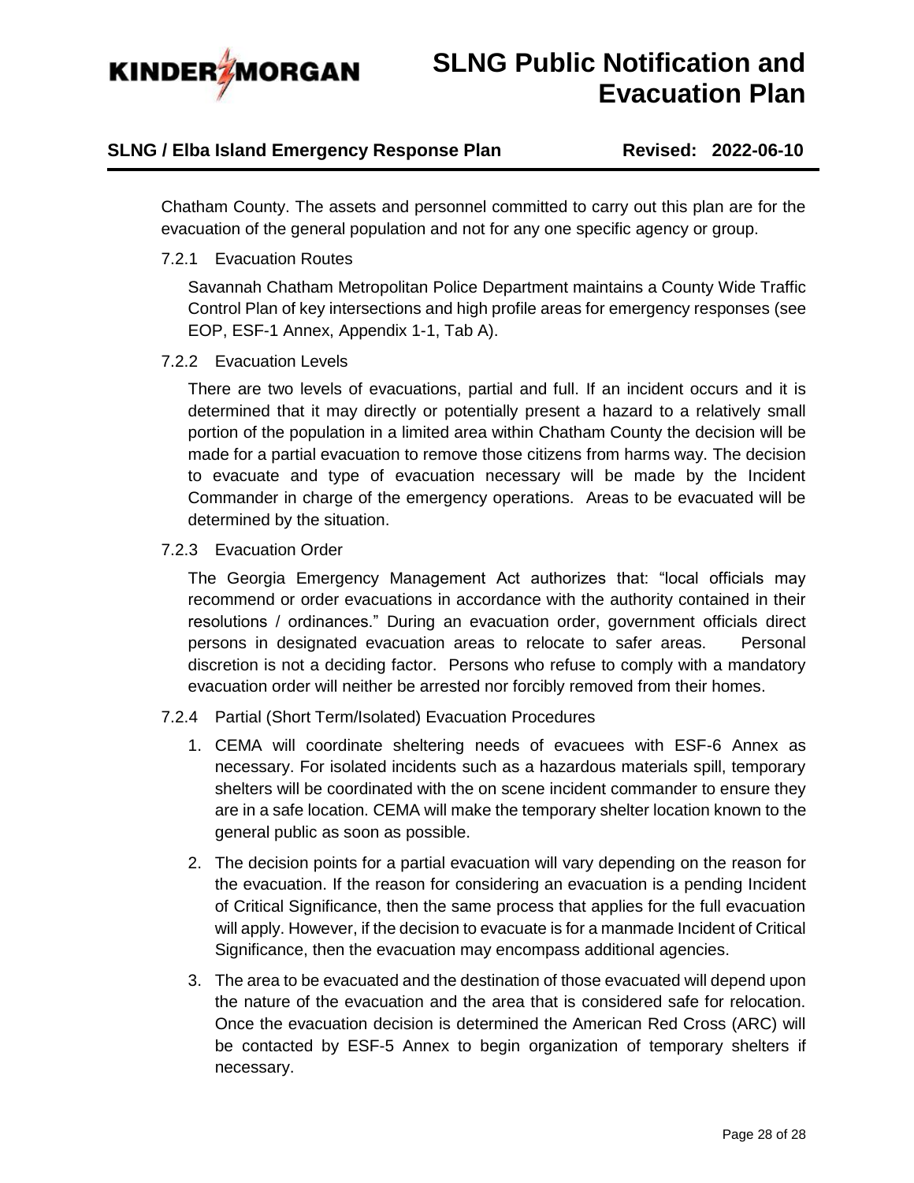Chatham County. The assets and personnel committed to carry out this plan are for the evacuation of the general population and not for any one specific agency or group.

#### 7.2.1 Evacuation Routes

Savannah Chatham Metropolitan Police Department maintains a County Wide Traffic Control Plan of key intersections and high profile areas for emergency responses (see EOP, ESF-1 Annex, Appendix 1-1, Tab A).

#### 7.2.2 Evacuation Levels

There are two levels of evacuations, partial and full. If an incident occurs and it is determined that it may directly or potentially present a hazard to a relatively small portion of the population in a limited area within Chatham County the decision will be made for a partial evacuation to remove those citizens from harms way. The decision to evacuate and type of evacuation necessary will be made by the Incident Commander in charge of the emergency operations. Areas to be evacuated will be determined by the situation.

#### 7.2.3 Evacuation Order

The Georgia Emergency Management Act authorizes that: "local officials may recommend or order evacuations in accordance with the authority contained in their resolutions / ordinances." During an evacuation order, government officials direct persons in designated evacuation areas to relocate to safer areas. Personal discretion is not a deciding factor. Persons who refuse to comply with a mandatory evacuation order will neither be arrested nor forcibly removed from their homes.

#### 7.2.4 Partial (Short Term/Isolated) Evacuation Procedures

1. CEMA will coordinate sheltering needs of evacuees with ESF-6 Annex as necessary. For isolated incidents such as a hazardous materials spill, temporary shelters will be coordinated with the on scene incident commander to ensure they are in a safe location. CEMA will make the temporary shelter location known to the general public as soon as possible.
2. The decision points for a partial evacuation will vary depending on the reason for the evacuation. If the reason for considering an evacuation is a pending Incident of Critical Significance, then the same process that applies for the full evacuation will apply. However, if the decision to evacuate is for a manmade Incident of Critical Significance, then the evacuation may encompass additional agencies.
3. The area to be evacuated and the destination of those evacuated will depend upon the nature of the evacuation and the area that is considered safe for relocation. Once the evacuation decision is determined the American Red Cross (ARC) will be contacted by ESF-5 Annex to begin organization of temporary shelters if necessary.